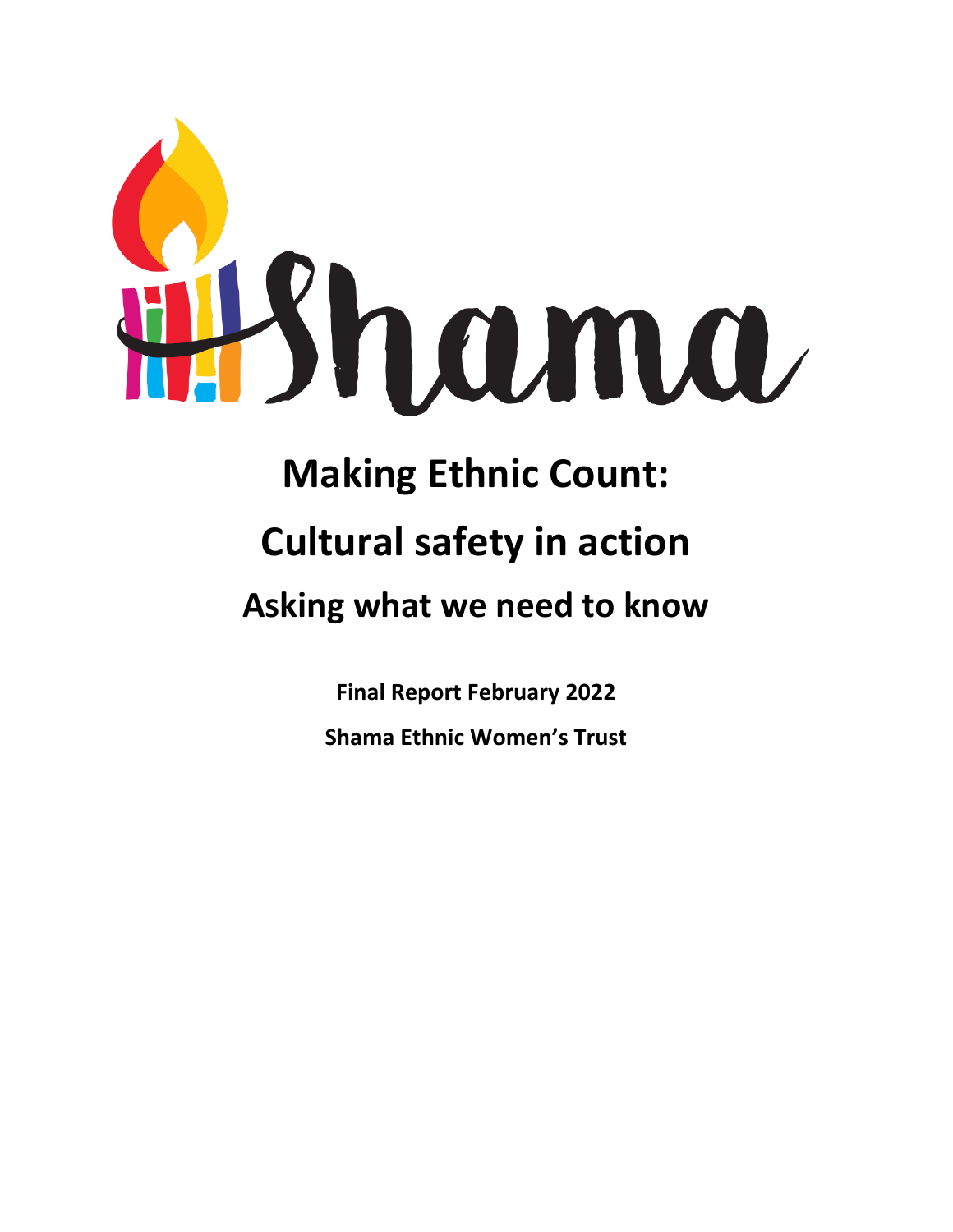Shama

# Making Ethnic Count:

# Cultural safety in action

## Asking what we need to know

**Final Report February 2022**

**Shama Ethnic Women's Trust**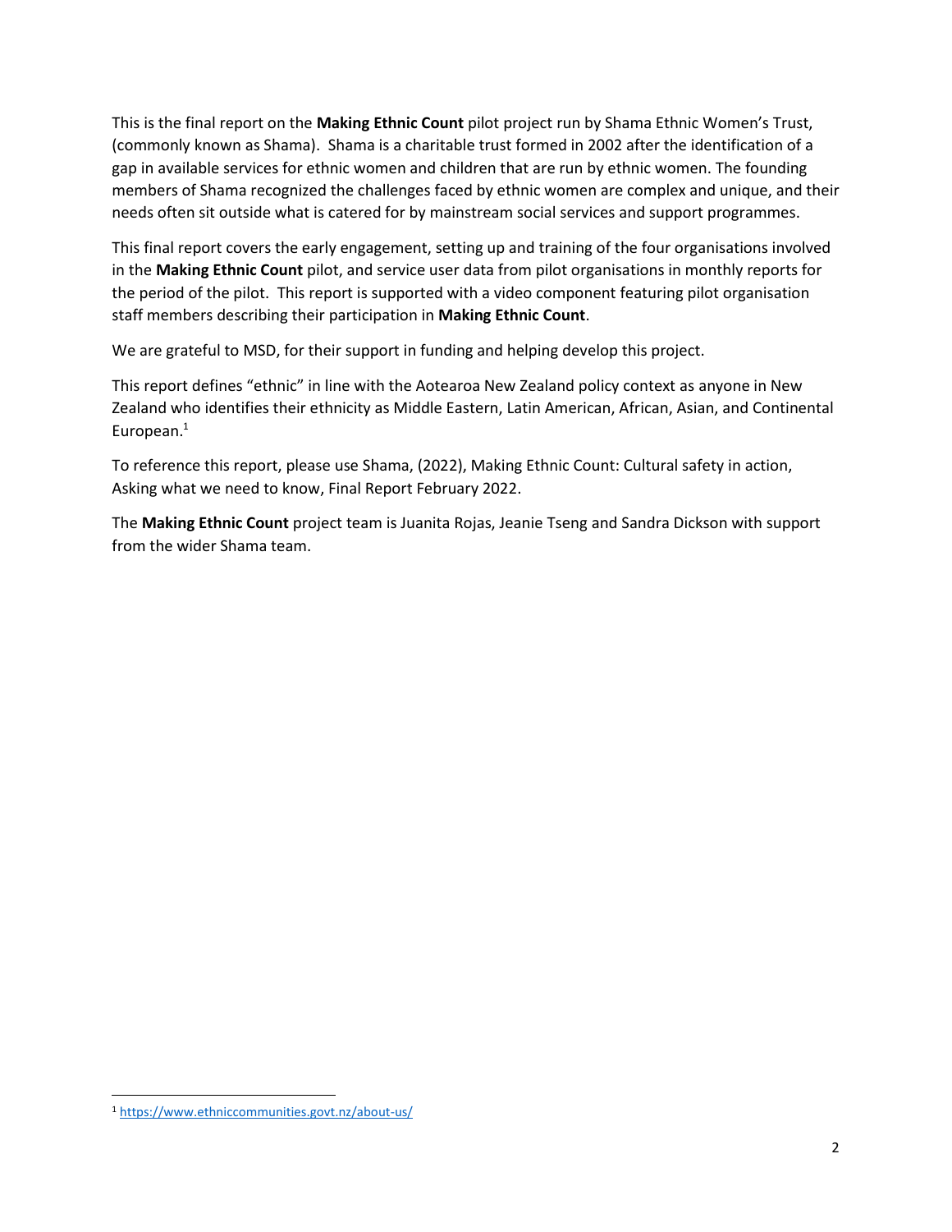This is the final report on the **Making Ethnic Count** pilot project run by Shama Ethnic Women's Trust, (commonly known as Shama). Shama is a charitable trust formed in 2002 after the identification of a gap in available services for ethnic women and children that are run by ethnic women. The founding members of Shama recognized the challenges faced by ethnic women are complex and unique, and their needs often sit outside what is catered for by mainstream social services and support programmes.

This final report covers the early engagement, setting up and training of the four organisations involved in the **Making Ethnic Count** pilot, and service user data from pilot organisations in monthly reports for the period of the pilot. This report is supported with a video component featuring pilot organisation staff members describing their participation in **Making Ethnic Count**.

We are grateful to MSD, for their support in funding and helping develop this project.

This report defines "ethnic" in line with the Aotearoa New Zealand policy context as anyone in New Zealand who identifies their ethnicity as Middle Eastern, Latin American, African, Asian, and Continental European.[1]

To reference this report, please use Shama, (2022), Making Ethnic Count: Cultural safety in action, Asking what we need to know, Final Report February 2022.

The **Making Ethnic Count** project team is Juanita Rojas, Jeanie Tseng and Sandra Dickson with support from the wider Shama team.

---

[1] https://www.ethniccommunities.govt.nz/about-us/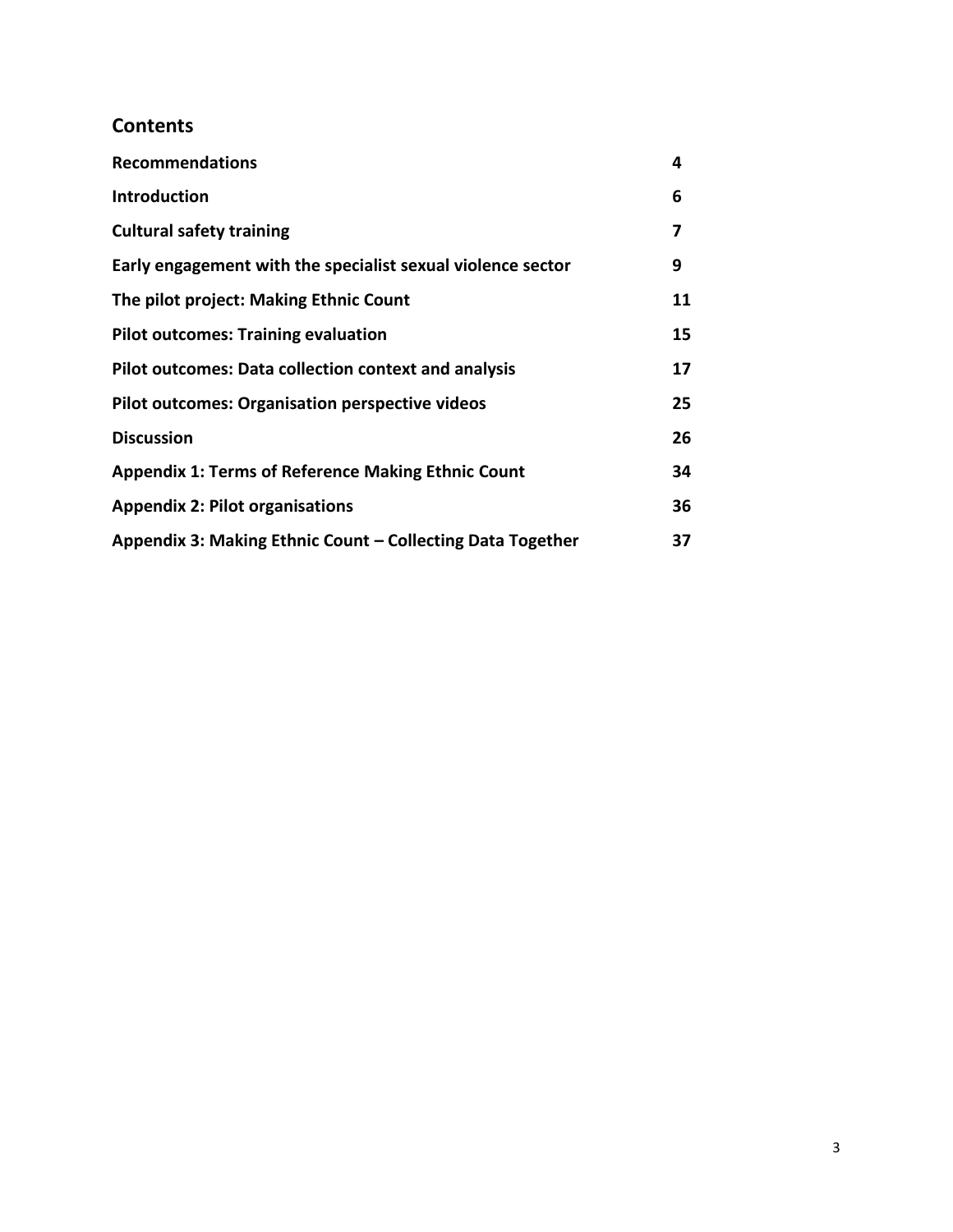## Contents

| | |
|---|---|
| **Recommendations** | **4** |
| **Introduction** | **6** |
| **Cultural safety training** | **7** |
| **Early engagement with the specialist sexual violence sector** | **9** |
| **The pilot project: Making Ethnic Count** | **11** |
| **Pilot outcomes: Training evaluation** | **15** |
| **Pilot outcomes: Data collection context and analysis** | **17** |
| **Pilot outcomes: Organisation perspective videos** | **25** |
| **Discussion** | **26** |
| **Appendix 1: Terms of Reference Making Ethnic Count** | **34** |
| **Appendix 2: Pilot organisations** | **36** |
| **Appendix 3: Making Ethnic Count – Collecting Data Together** | **37** |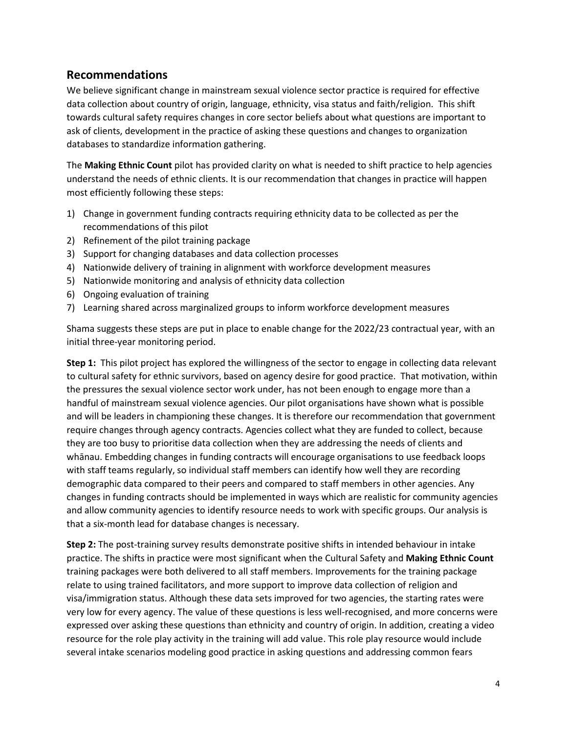## Recommendations

We believe significant change in mainstream sexual violence sector practice is required for effective data collection about country of origin, language, ethnicity, visa status and faith/religion. This shift towards cultural safety requires changes in core sector beliefs about what questions are important to ask of clients, development in the practice of asking these questions and changes to organization databases to standardize information gathering.

The **Making Ethnic Count** pilot has provided clarity on what is needed to shift practice to help agencies understand the needs of ethnic clients. It is our recommendation that changes in practice will happen most efficiently following these steps:

1) Change in government funding contracts requiring ethnicity data to be collected as per the recommendations of this pilot
2) Refinement of the pilot training package
3) Support for changing databases and data collection processes
4) Nationwide delivery of training in alignment with workforce development measures
5) Nationwide monitoring and analysis of ethnicity data collection
6) Ongoing evaluation of training
7) Learning shared across marginalized groups to inform workforce development measures

Shama suggests these steps are put in place to enable change for the 2022/23 contractual year, with an initial three-year monitoring period.

**Step 1:** This pilot project has explored the willingness of the sector to engage in collecting data relevant to cultural safety for ethnic survivors, based on agency desire for good practice. That motivation, within the pressures the sexual violence sector work under, has not been enough to engage more than a handful of mainstream sexual violence agencies. Our pilot organisations have shown what is possible and will be leaders in championing these changes. It is therefore our recommendation that government require changes through agency contracts. Agencies collect what they are funded to collect, because they are too busy to prioritise data collection when they are addressing the needs of clients and whānau. Embedding changes in funding contracts will encourage organisations to use feedback loops with staff teams regularly, so individual staff members can identify how well they are recording demographic data compared to their peers and compared to staff members in other agencies. Any changes in funding contracts should be implemented in ways which are realistic for community agencies and allow community agencies to identify resource needs to work with specific groups. Our analysis is that a six-month lead for database changes is necessary.

**Step 2:** The post-training survey results demonstrate positive shifts in intended behaviour in intake practice. The shifts in practice were most significant when the Cultural Safety and **Making Ethnic Count** training packages were both delivered to all staff members. Improvements for the training package relate to using trained facilitators, and more support to improve data collection of religion and visa/immigration status. Although these data sets improved for two agencies, the starting rates were very low for every agency. The value of these questions is less well-recognised, and more concerns were expressed over asking these questions than ethnicity and country of origin. In addition, creating a video resource for the role play activity in the training will add value. This role play resource would include several intake scenarios modeling good practice in asking questions and addressing common fears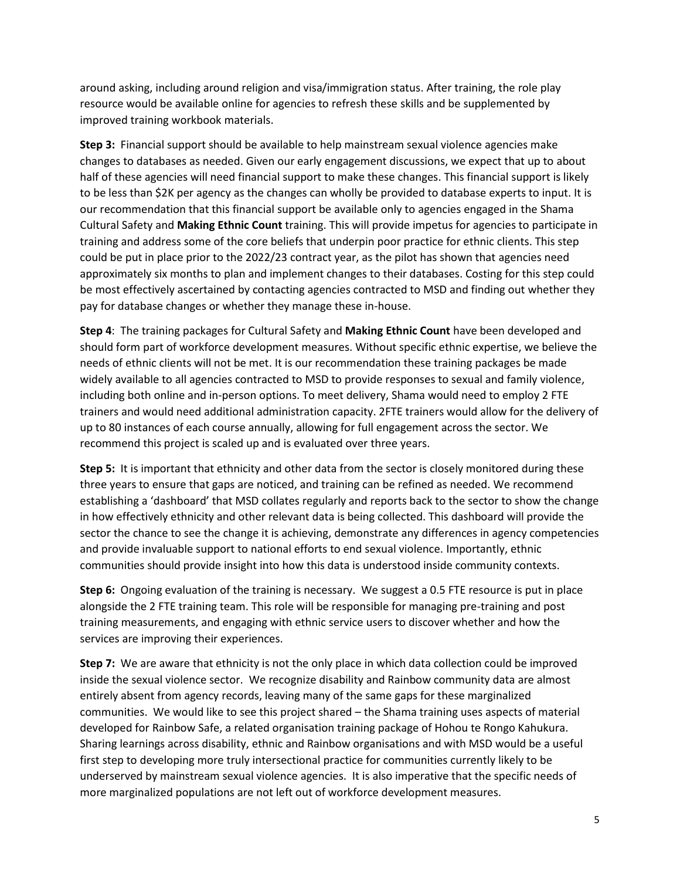around asking, including around religion and visa/immigration status. After training, the role play resource would be available online for agencies to refresh these skills and be supplemented by improved training workbook materials.

**Step 3:** Financial support should be available to help mainstream sexual violence agencies make changes to databases as needed. Given our early engagement discussions, we expect that up to about half of these agencies will need financial support to make these changes. This financial support is likely to be less than $2K per agency as the changes can wholly be provided to database experts to input. It is our recommendation that this financial support be available only to agencies engaged in the Shama Cultural Safety and **Making Ethnic Count** training. This will provide impetus for agencies to participate in training and address some of the core beliefs that underpin poor practice for ethnic clients. This step could be put in place prior to the 2022/23 contract year, as the pilot has shown that agencies need approximately six months to plan and implement changes to their databases. Costing for this step could be most effectively ascertained by contacting agencies contracted to MSD and finding out whether they pay for database changes or whether they manage these in-house.

**Step 4**: The training packages for Cultural Safety and **Making Ethnic Count** have been developed and should form part of workforce development measures. Without specific ethnic expertise, we believe the needs of ethnic clients will not be met. It is our recommendation these training packages be made widely available to all agencies contracted to MSD to provide responses to sexual and family violence, including both online and in-person options. To meet delivery, Shama would need to employ 2 FTE trainers and would need additional administration capacity. 2FTE trainers would allow for the delivery of up to 80 instances of each course annually, allowing for full engagement across the sector. We recommend this project is scaled up and is evaluated over three years.

**Step 5:** It is important that ethnicity and other data from the sector is closely monitored during these three years to ensure that gaps are noticed, and training can be refined as needed. We recommend establishing a 'dashboard' that MSD collates regularly and reports back to the sector to show the change in how effectively ethnicity and other relevant data is being collected. This dashboard will provide the sector the chance to see the change it is achieving, demonstrate any differences in agency competencies and provide invaluable support to national efforts to end sexual violence. Importantly, ethnic communities should provide insight into how this data is understood inside community contexts.

**Step 6:** Ongoing evaluation of the training is necessary. We suggest a 0.5 FTE resource is put in place alongside the 2 FTE training team. This role will be responsible for managing pre-training and post training measurements, and engaging with ethnic service users to discover whether and how the services are improving their experiences.

**Step 7:** We are aware that ethnicity is not the only place in which data collection could be improved inside the sexual violence sector. We recognize disability and Rainbow community data are almost entirely absent from agency records, leaving many of the same gaps for these marginalized communities. We would like to see this project shared – the Shama training uses aspects of material developed for Rainbow Safe, a related organisation training package of Hohou te Rongo Kahukura. Sharing learnings across disability, ethnic and Rainbow organisations and with MSD would be a useful first step to developing more truly intersectional practice for communities currently likely to be underserved by mainstream sexual violence agencies. It is also imperative that the specific needs of more marginalized populations are not left out of workforce development measures.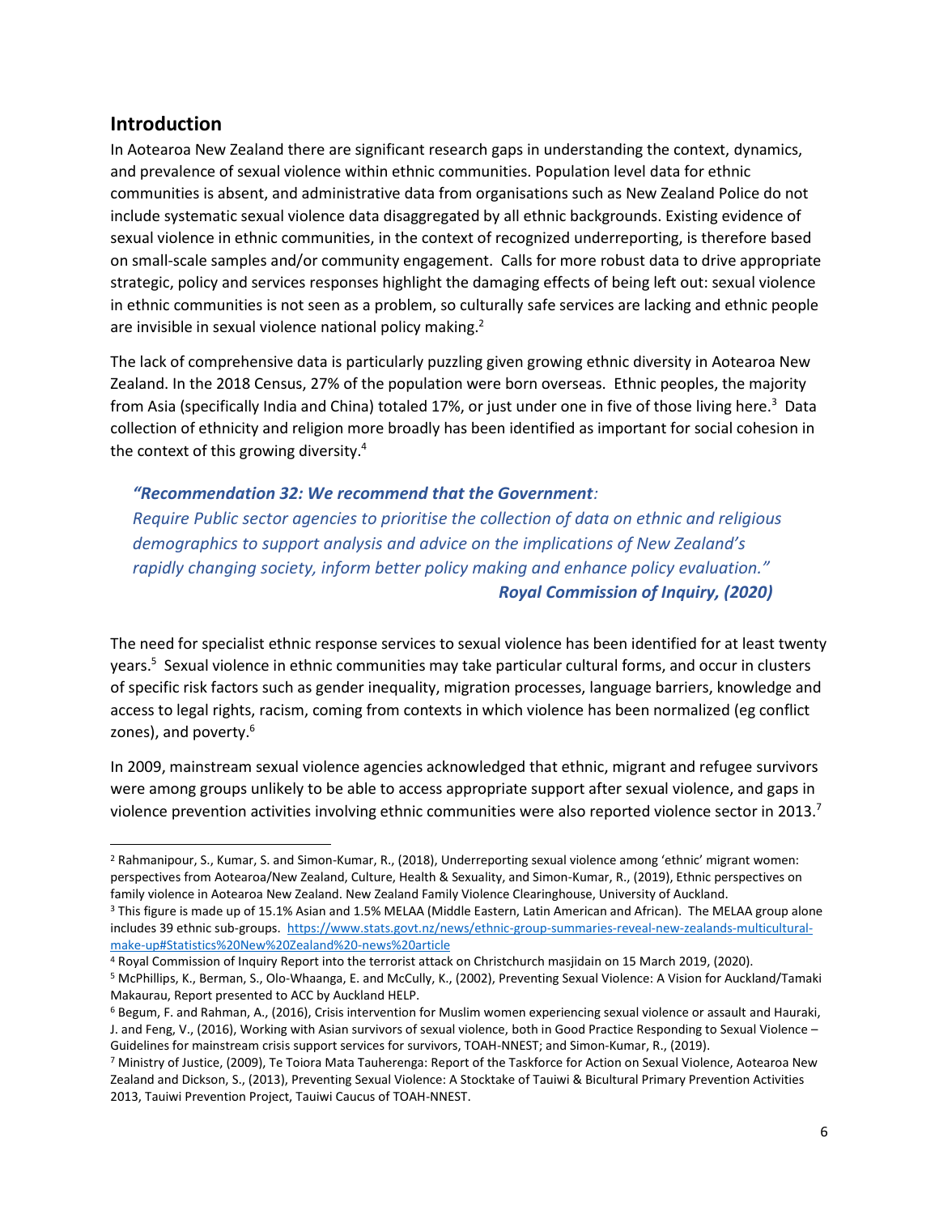## Introduction

In Aotearoa New Zealand there are significant research gaps in understanding the context, dynamics, and prevalence of sexual violence within ethnic communities. Population level data for ethnic communities is absent, and administrative data from organisations such as New Zealand Police do not include systematic sexual violence data disaggregated by all ethnic backgrounds. Existing evidence of sexual violence in ethnic communities, in the context of recognized underreporting, is therefore based on small-scale samples and/or community engagement. Calls for more robust data to drive appropriate strategic, policy and services responses highlight the damaging effects of being left out: sexual violence in ethnic communities is not seen as a problem, so culturally safe services are lacking and ethnic people are invisible in sexual violence national policy making.[2]

The lack of comprehensive data is particularly puzzling given growing ethnic diversity in Aotearoa New Zealand. In the 2018 Census, 27% of the population were born overseas. Ethnic peoples, the majority from Asia (specifically India and China) totaled 17%, or just under one in five of those living here.[3] Data collection of ethnicity and religion more broadly has been identified as important for social cohesion in the context of this growing diversity.[4]

> ***"Recommendation 32: We recommend that the Government**:*
> *Require Public sector agencies to prioritise the collection of data on ethnic and religious demographics to support analysis and advice on the implications of New Zealand's rapidly changing society, inform better policy making and enhance policy evaluation."*
> ***Royal Commission of Inquiry, (2020)***

The need for specialist ethnic response services to sexual violence has been identified for at least twenty years.[5] Sexual violence in ethnic communities may take particular cultural forms, and occur in clusters of specific risk factors such as gender inequality, migration processes, language barriers, knowledge and access to legal rights, racism, coming from contexts in which violence has been normalized (eg conflict zones), and poverty.[6]

In 2009, mainstream sexual violence agencies acknowledged that ethnic, migrant and refugee survivors were among groups unlikely to be able to access appropriate support after sexual violence, and gaps in violence prevention activities involving ethnic communities were also reported violence sector in 2013.[7]

---

[2] Rahmanipour, S., Kumar, S. and Simon-Kumar, R., (2018), Underreporting sexual violence among 'ethnic' migrant women: perspectives from Aotearoa/New Zealand, Culture, Health & Sexuality, and Simon-Kumar, R., (2019), Ethnic perspectives on family violence in Aotearoa New Zealand. New Zealand Family Violence Clearinghouse, University of Auckland.

[3] This figure is made up of 15.1% Asian and 1.5% MELAA (Middle Eastern, Latin American and African). The MELAA group alone includes 39 ethnic sub-groups. https://www.stats.govt.nz/news/ethnic-group-summaries-reveal-new-zealands-multicultural-make-up#Statistics%20New%20Zealand%20-news%20article

[4] Royal Commission of Inquiry Report into the terrorist attack on Christchurch masjidain on 15 March 2019, (2020).

[5] McPhillips, K., Berman, S., Olo-Whaanga, E. and McCully, K., (2002), Preventing Sexual Violence: A Vision for Auckland/Tamaki Makaurau, Report presented to ACC by Auckland HELP.

[6] Begum, F. and Rahman, A., (2016), Crisis intervention for Muslim women experiencing sexual violence or assault and Hauraki, J. and Feng, V., (2016), Working with Asian survivors of sexual violence, both in Good Practice Responding to Sexual Violence – Guidelines for mainstream crisis support services for survivors, TOAH-NNEST; and Simon-Kumar, R., (2019).

[7] Ministry of Justice, (2009), Te Toiora Mata Tauherenga: Report of the Taskforce for Action on Sexual Violence, Aotearoa New Zealand and Dickson, S., (2013), Preventing Sexual Violence: A Stocktake of Tauiwi & Bicultural Primary Prevention Activities 2013, Tauiwi Prevention Project, Tauiwi Caucus of TOAH-NNEST.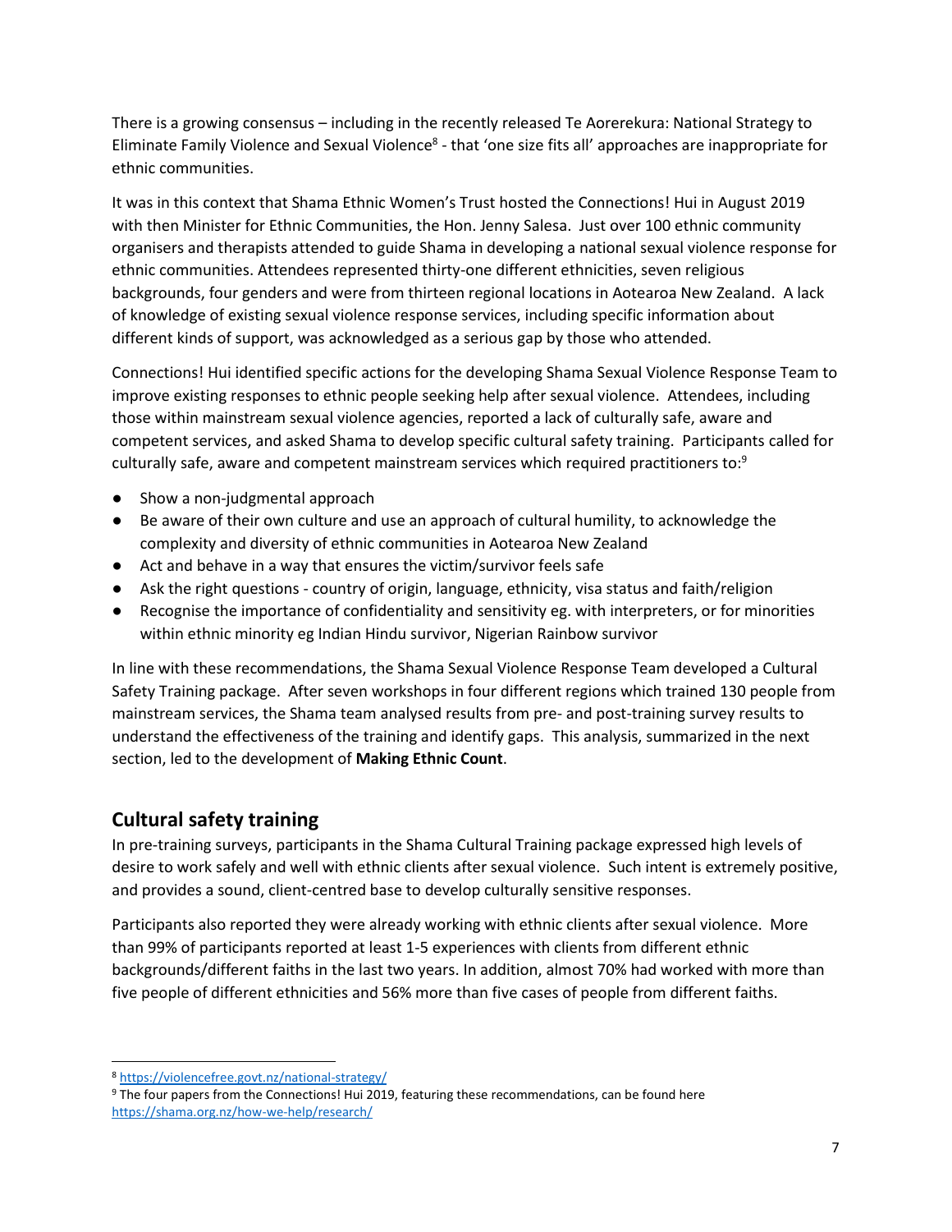There is a growing consensus – including in the recently released Te Aorerekura: National Strategy to Eliminate Family Violence and Sexual Violence[8] - that 'one size fits all' approaches are inappropriate for ethnic communities.

It was in this context that Shama Ethnic Women's Trust hosted the Connections! Hui in August 2019 with then Minister for Ethnic Communities, the Hon. Jenny Salesa. Just over 100 ethnic community organisers and therapists attended to guide Shama in developing a national sexual violence response for ethnic communities. Attendees represented thirty-one different ethnicities, seven religious backgrounds, four genders and were from thirteen regional locations in Aotearoa New Zealand. A lack of knowledge of existing sexual violence response services, including specific information about different kinds of support, was acknowledged as a serious gap by those who attended.

Connections! Hui identified specific actions for the developing Shama Sexual Violence Response Team to improve existing responses to ethnic people seeking help after sexual violence. Attendees, including those within mainstream sexual violence agencies, reported a lack of culturally safe, aware and competent services, and asked Shama to develop specific cultural safety training. Participants called for culturally safe, aware and competent mainstream services which required practitioners to:[9]

- Show a non-judgmental approach
- Be aware of their own culture and use an approach of cultural humility, to acknowledge the complexity and diversity of ethnic communities in Aotearoa New Zealand
- Act and behave in a way that ensures the victim/survivor feels safe
- Ask the right questions - country of origin, language, ethnicity, visa status and faith/religion
- Recognise the importance of confidentiality and sensitivity eg. with interpreters, or for minorities within ethnic minority eg Indian Hindu survivor, Nigerian Rainbow survivor

In line with these recommendations, the Shama Sexual Violence Response Team developed a Cultural Safety Training package. After seven workshops in four different regions which trained 130 people from mainstream services, the Shama team analysed results from pre- and post-training survey results to understand the effectiveness of the training and identify gaps. This analysis, summarized in the next section, led to the development of **Making Ethnic Count**.

## Cultural safety training

In pre-training surveys, participants in the Shama Cultural Training package expressed high levels of desire to work safely and well with ethnic clients after sexual violence. Such intent is extremely positive, and provides a sound, client-centred base to develop culturally sensitive responses.

Participants also reported they were already working with ethnic clients after sexual violence. More than 99% of participants reported at least 1-5 experiences with clients from different ethnic backgrounds/different faiths in the last two years. In addition, almost 70% had worked with more than five people of different ethnicities and 56% more than five cases of people from different faiths.

---

[8] https://violencefree.govt.nz/national-strategy/

[9] The four papers from the Connections! Hui 2019, featuring these recommendations, can be found here https://shama.org.nz/how-we-help/research/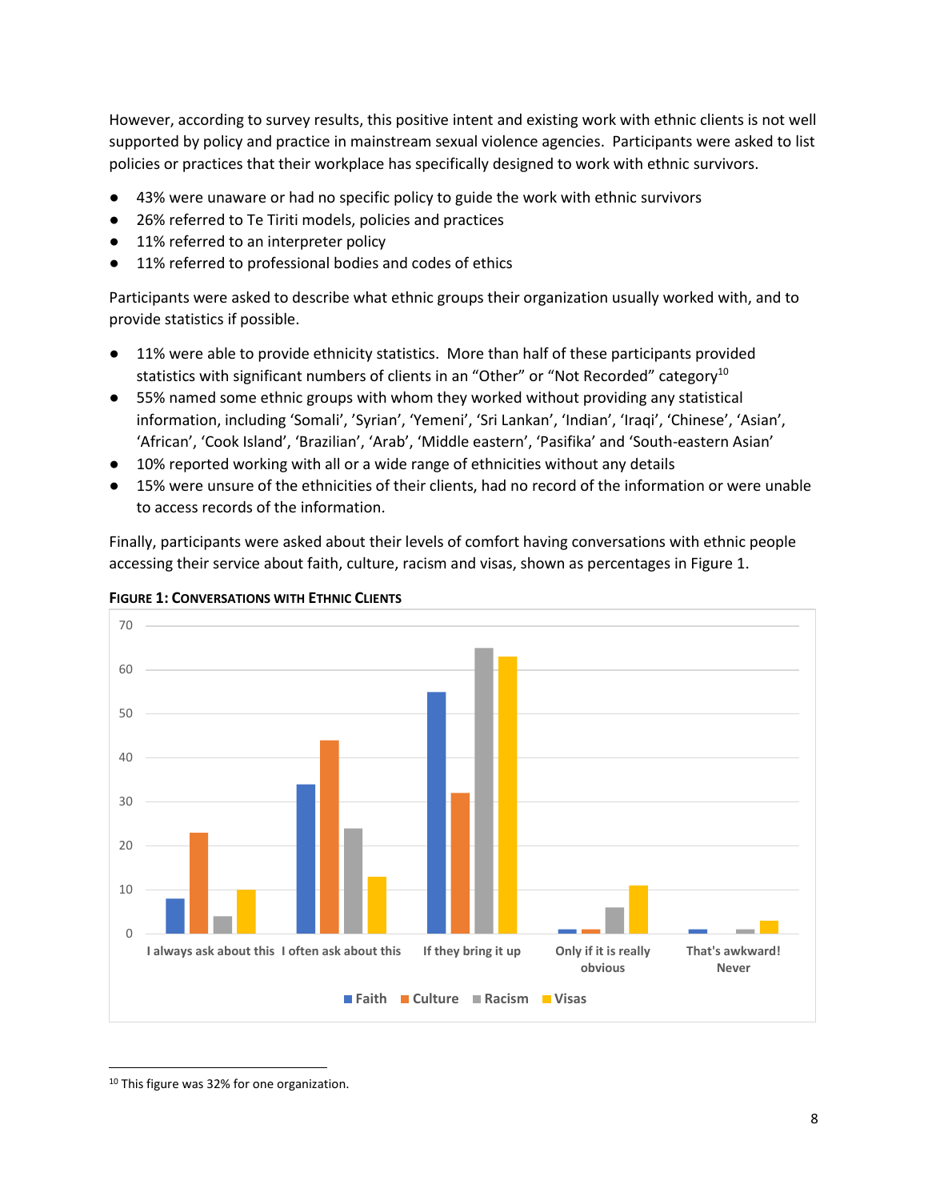However, according to survey results, this positive intent and existing work with ethnic clients is not well supported by policy and practice in mainstream sexual violence agencies. Participants were asked to list policies or practices that their workplace has specifically designed to work with ethnic survivors.

- 43% were unaware or had no specific policy to guide the work with ethnic survivors
- 26% referred to Te Tiriti models, policies and practices
- 11% referred to an interpreter policy
- 11% referred to professional bodies and codes of ethics

Participants were asked to describe what ethnic groups their organization usually worked with, and to provide statistics if possible.

- 11% were able to provide ethnicity statistics. More than half of these participants provided statistics with significant numbers of clients in an "Other" or "Not Recorded" category[10]
- 55% named some ethnic groups with whom they worked without providing any statistical information, including 'Somali', 'Syrian', 'Yemeni', 'Sri Lankan', 'Indian', 'Iraqi', 'Chinese', 'Asian', 'African', 'Cook Island', 'Brazilian', 'Arab', 'Middle eastern', 'Pasifika' and 'South-eastern Asian'
- 10% reported working with all or a wide range of ethnicities without any details
- 15% were unsure of the ethnicities of their clients, had no record of the information or were unable to access records of the information.

Finally, participants were asked about their levels of comfort having conversations with ethnic people accessing their service about faith, culture, racism and visas, shown as percentages in Figure 1.

**FIGURE 1: CONVERSATIONS WITH ETHNIC CLIENTS**

| | Faith | Culture | Racism | Visas |
|---|---|---|---|---|
| I always ask about this | 8 | 23 | 4 | 10 |
| I often ask about this | 34 | 44 | 24 | 13 |
| If they bring it up | 55 | 32 | 65 | 63 |
| Only if it is really obvious | 1 | 1 | 6 | 11 |
| That's awkward! Never | 1 | 0 | 1 | 3 |

[10] This figure was 32% for one organization.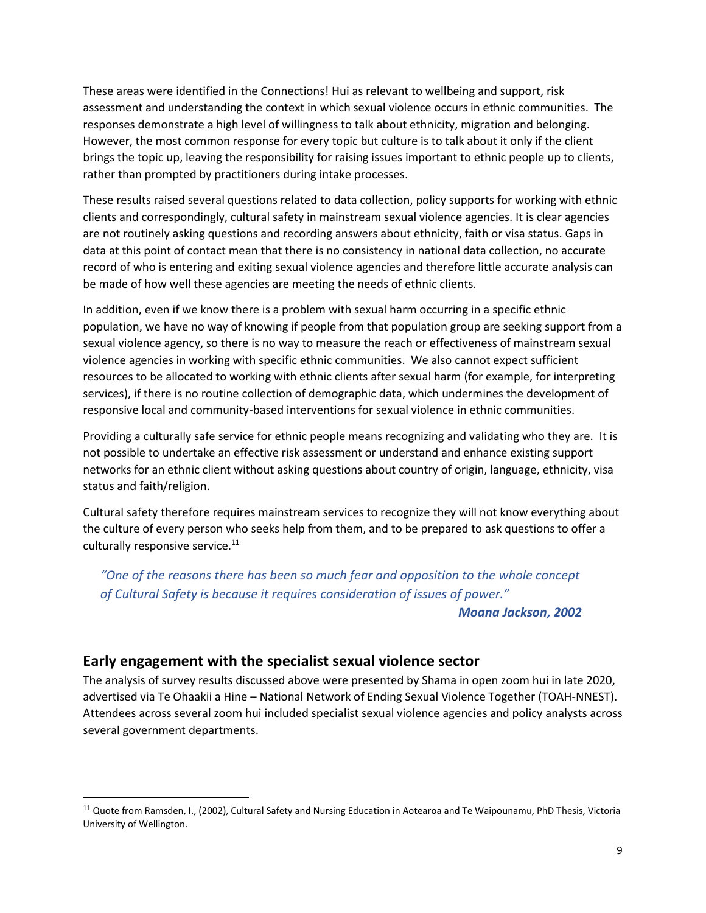These areas were identified in the Connections! Hui as relevant to wellbeing and support, risk assessment and understanding the context in which sexual violence occurs in ethnic communities. The responses demonstrate a high level of willingness to talk about ethnicity, migration and belonging. However, the most common response for every topic but culture is to talk about it only if the client brings the topic up, leaving the responsibility for raising issues important to ethnic people up to clients, rather than prompted by practitioners during intake processes.

These results raised several questions related to data collection, policy supports for working with ethnic clients and correspondingly, cultural safety in mainstream sexual violence agencies. It is clear agencies are not routinely asking questions and recording answers about ethnicity, faith or visa status. Gaps in data at this point of contact mean that there is no consistency in national data collection, no accurate record of who is entering and exiting sexual violence agencies and therefore little accurate analysis can be made of how well these agencies are meeting the needs of ethnic clients.

In addition, even if we know there is a problem with sexual harm occurring in a specific ethnic population, we have no way of knowing if people from that population group are seeking support from a sexual violence agency, so there is no way to measure the reach or effectiveness of mainstream sexual violence agencies in working with specific ethnic communities. We also cannot expect sufficient resources to be allocated to working with ethnic clients after sexual harm (for example, for interpreting services), if there is no routine collection of demographic data, which undermines the development of responsive local and community-based interventions for sexual violence in ethnic communities.

Providing a culturally safe service for ethnic people means recognizing and validating who they are. It is not possible to undertake an effective risk assessment or understand and enhance existing support networks for an ethnic client without asking questions about country of origin, language, ethnicity, visa status and faith/religion.

Cultural safety therefore requires mainstream services to recognize they will not know everything about the culture of every person who seeks help from them, and to be prepared to ask questions to offer a culturally responsive service.[11]

> *"One of the reasons there has been so much fear and opposition to the whole concept of Cultural Safety is because it requires consideration of issues of power."*
>
> ***Moana Jackson, 2002***

## Early engagement with the specialist sexual violence sector

The analysis of survey results discussed above were presented by Shama in open zoom hui in late 2020, advertised via Te Ohaakii a Hine – National Network of Ending Sexual Violence Together (TOAH-NNEST). Attendees across several zoom hui included specialist sexual violence agencies and policy analysts across several government departments.

---

[11] Quote from Ramsden, I., (2002), Cultural Safety and Nursing Education in Aotearoa and Te Waipounamu, PhD Thesis, Victoria University of Wellington.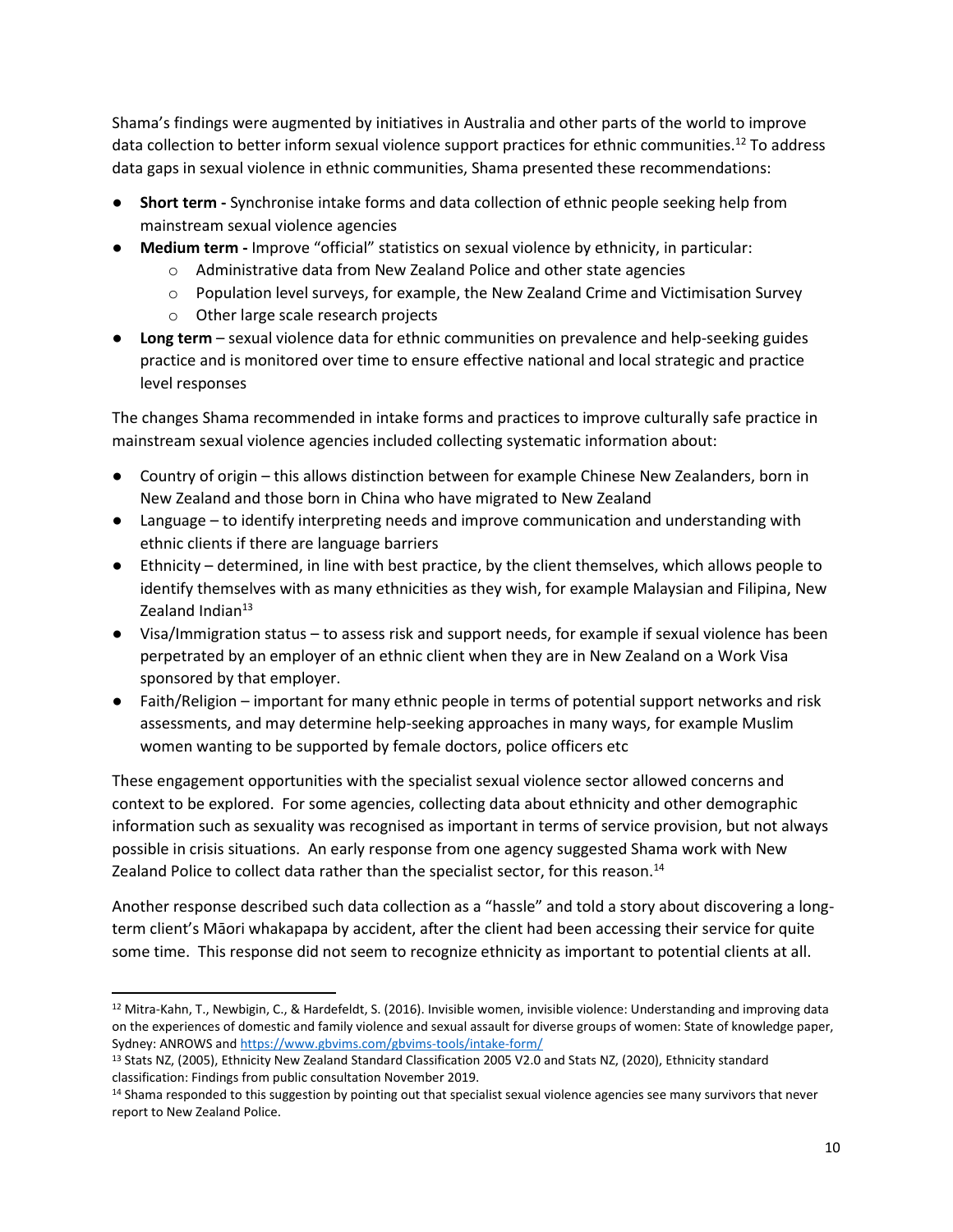Shama's findings were augmented by initiatives in Australia and other parts of the world to improve data collection to better inform sexual violence support practices for ethnic communities.[12] To address data gaps in sexual violence in ethnic communities, Shama presented these recommendations:

- **Short term -** Synchronise intake forms and data collection of ethnic people seeking help from mainstream sexual violence agencies
- **Medium term -** Improve "official" statistics on sexual violence by ethnicity, in particular:
  - Administrative data from New Zealand Police and other state agencies
  - Population level surveys, for example, the New Zealand Crime and Victimisation Survey
  - Other large scale research projects
- **Long term** – sexual violence data for ethnic communities on prevalence and help-seeking guides practice and is monitored over time to ensure effective national and local strategic and practice level responses

The changes Shama recommended in intake forms and practices to improve culturally safe practice in mainstream sexual violence agencies included collecting systematic information about:

- Country of origin – this allows distinction between for example Chinese New Zealanders, born in New Zealand and those born in China who have migrated to New Zealand
- Language – to identify interpreting needs and improve communication and understanding with ethnic clients if there are language barriers
- Ethnicity – determined, in line with best practice, by the client themselves, which allows people to identify themselves with as many ethnicities as they wish, for example Malaysian and Filipina, New Zealand Indian[13]
- Visa/Immigration status – to assess risk and support needs, for example if sexual violence has been perpetrated by an employer of an ethnic client when they are in New Zealand on a Work Visa sponsored by that employer.
- Faith/Religion – important for many ethnic people in terms of potential support networks and risk assessments, and may determine help-seeking approaches in many ways, for example Muslim women wanting to be supported by female doctors, police officers etc

These engagement opportunities with the specialist sexual violence sector allowed concerns and context to be explored. For some agencies, collecting data about ethnicity and other demographic information such as sexuality was recognised as important in terms of service provision, but not always possible in crisis situations. An early response from one agency suggested Shama work with New Zealand Police to collect data rather than the specialist sector, for this reason.[14]

Another response described such data collection as a "hassle" and told a story about discovering a long-term client's Māori whakapapa by accident, after the client had been accessing their service for quite some time. This response did not seem to recognize ethnicity as important to potential clients at all.

---

[12] Mitra-Kahn, T., Newbigin, C., & Hardefeldt, S. (2016). Invisible women, invisible violence: Understanding and improving data on the experiences of domestic and family violence and sexual assault for diverse groups of women: State of knowledge paper, Sydney: ANROWS and https://www.gbvims.com/gbvims-tools/intake-form/

[13] Stats NZ, (2005), Ethnicity New Zealand Standard Classification 2005 V2.0 and Stats NZ, (2020), Ethnicity standard classification: Findings from public consultation November 2019.

[14] Shama responded to this suggestion by pointing out that specialist sexual violence agencies see many survivors that never report to New Zealand Police.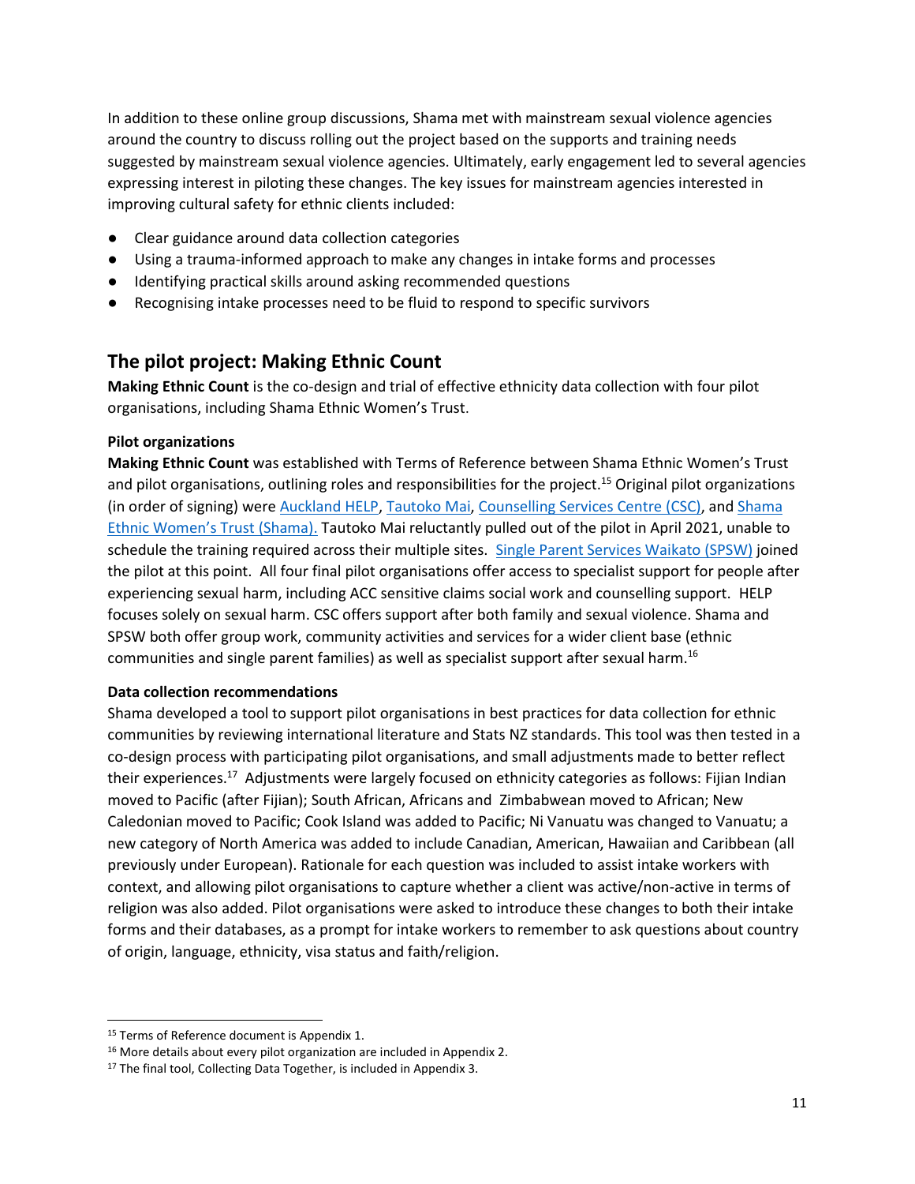In addition to these online group discussions, Shama met with mainstream sexual violence agencies around the country to discuss rolling out the project based on the supports and training needs suggested by mainstream sexual violence agencies. Ultimately, early engagement led to several agencies expressing interest in piloting these changes. The key issues for mainstream agencies interested in improving cultural safety for ethnic clients included:

- Clear guidance around data collection categories
- Using a trauma-informed approach to make any changes in intake forms and processes
- Identifying practical skills around asking recommended questions
- Recognising intake processes need to be fluid to respond to specific survivors

## The pilot project: Making Ethnic Count

**Making Ethnic Count** is the co-design and trial of effective ethnicity data collection with four pilot organisations, including Shama Ethnic Women's Trust.

### Pilot organizations

**Making Ethnic Count** was established with Terms of Reference between Shama Ethnic Women's Trust and pilot organisations, outlining roles and responsibilities for the project.[15] Original pilot organizations (in order of signing) were Auckland HELP, Tautoko Mai, Counselling Services Centre (CSC), and Shama Ethnic Women's Trust (Shama). Tautoko Mai reluctantly pulled out of the pilot in April 2021, unable to schedule the training required across their multiple sites. Single Parent Services Waikato (SPSW) joined the pilot at this point. All four final pilot organisations offer access to specialist support for people after experiencing sexual harm, including ACC sensitive claims social work and counselling support. HELP focuses solely on sexual harm. CSC offers support after both family and sexual violence. Shama and SPSW both offer group work, community activities and services for a wider client base (ethnic communities and single parent families) as well as specialist support after sexual harm.[16]

### Data collection recommendations

Shama developed a tool to support pilot organisations in best practices for data collection for ethnic communities by reviewing international literature and Stats NZ standards. This tool was then tested in a co-design process with participating pilot organisations, and small adjustments made to better reflect their experiences.[17] Adjustments were largely focused on ethnicity categories as follows: Fijian Indian moved to Pacific (after Fijian); South African, Africans and Zimbabwean moved to African; New Caledonian moved to Pacific; Cook Island was added to Pacific; Ni Vanuatu was changed to Vanuatu; a new category of North America was added to include Canadian, American, Hawaiian and Caribbean (all previously under European). Rationale for each question was included to assist intake workers with context, and allowing pilot organisations to capture whether a client was active/non-active in terms of religion was also added. Pilot organisations were asked to introduce these changes to both their intake forms and their databases, as a prompt for intake workers to remember to ask questions about country of origin, language, ethnicity, visa status and faith/religion.

---

[15] Terms of Reference document is Appendix 1.

[16] More details about every pilot organization are included in Appendix 2.

[17] The final tool, Collecting Data Together, is included in Appendix 3.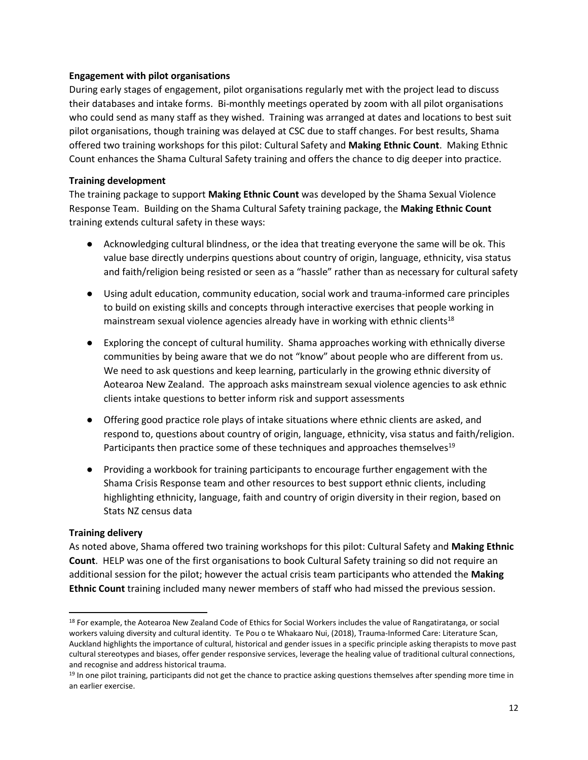**Engagement with pilot organisations**

During early stages of engagement, pilot organisations regularly met with the project lead to discuss their databases and intake forms. Bi-monthly meetings operated by zoom with all pilot organisations who could send as many staff as they wished. Training was arranged at dates and locations to best suit pilot organisations, though training was delayed at CSC due to staff changes. For best results, Shama offered two training workshops for this pilot: Cultural Safety and **Making Ethnic Count**. Making Ethnic Count enhances the Shama Cultural Safety training and offers the chance to dig deeper into practice.

**Training development**

The training package to support **Making Ethnic Count** was developed by the Shama Sexual Violence Response Team. Building on the Shama Cultural Safety training package, the **Making Ethnic Count** training extends cultural safety in these ways:

- Acknowledging cultural blindness, or the idea that treating everyone the same will be ok. This value base directly underpins questions about country of origin, language, ethnicity, visa status and faith/religion being resisted or seen as a "hassle" rather than as necessary for cultural safety
- Using adult education, community education, social work and trauma-informed care principles to build on existing skills and concepts through interactive exercises that people working in mainstream sexual violence agencies already have in working with ethnic clients[18]
- Exploring the concept of cultural humility. Shama approaches working with ethnically diverse communities by being aware that we do not "know" about people who are different from us. We need to ask questions and keep learning, particularly in the growing ethnic diversity of Aotearoa New Zealand. The approach asks mainstream sexual violence agencies to ask ethnic clients intake questions to better inform risk and support assessments
- Offering good practice role plays of intake situations where ethnic clients are asked, and respond to, questions about country of origin, language, ethnicity, visa status and faith/religion. Participants then practice some of these techniques and approaches themselves[19]
- Providing a workbook for training participants to encourage further engagement with the Shama Crisis Response team and other resources to best support ethnic clients, including highlighting ethnicity, language, faith and country of origin diversity in their region, based on Stats NZ census data

**Training delivery**

As noted above, Shama offered two training workshops for this pilot: Cultural Safety and **Making Ethnic Count**. HELP was one of the first organisations to book Cultural Safety training so did not require an additional session for the pilot; however the actual crisis team participants who attended the **Making Ethnic Count** training included many newer members of staff who had missed the previous session.

---

[18] For example, the Aotearoa New Zealand Code of Ethics for Social Workers includes the value of Rangatiratanga, or social workers valuing diversity and cultural identity. Te Pou o te Whakaaro Nui, (2018), Trauma-Informed Care: Literature Scan, Auckland highlights the importance of cultural, historical and gender issues in a specific principle asking therapists to move past cultural stereotypes and biases, offer gender responsive services, leverage the healing value of traditional cultural connections, and recognise and address historical trauma.

[19] In one pilot training, participants did not get the chance to practice asking questions themselves after spending more time in an earlier exercise.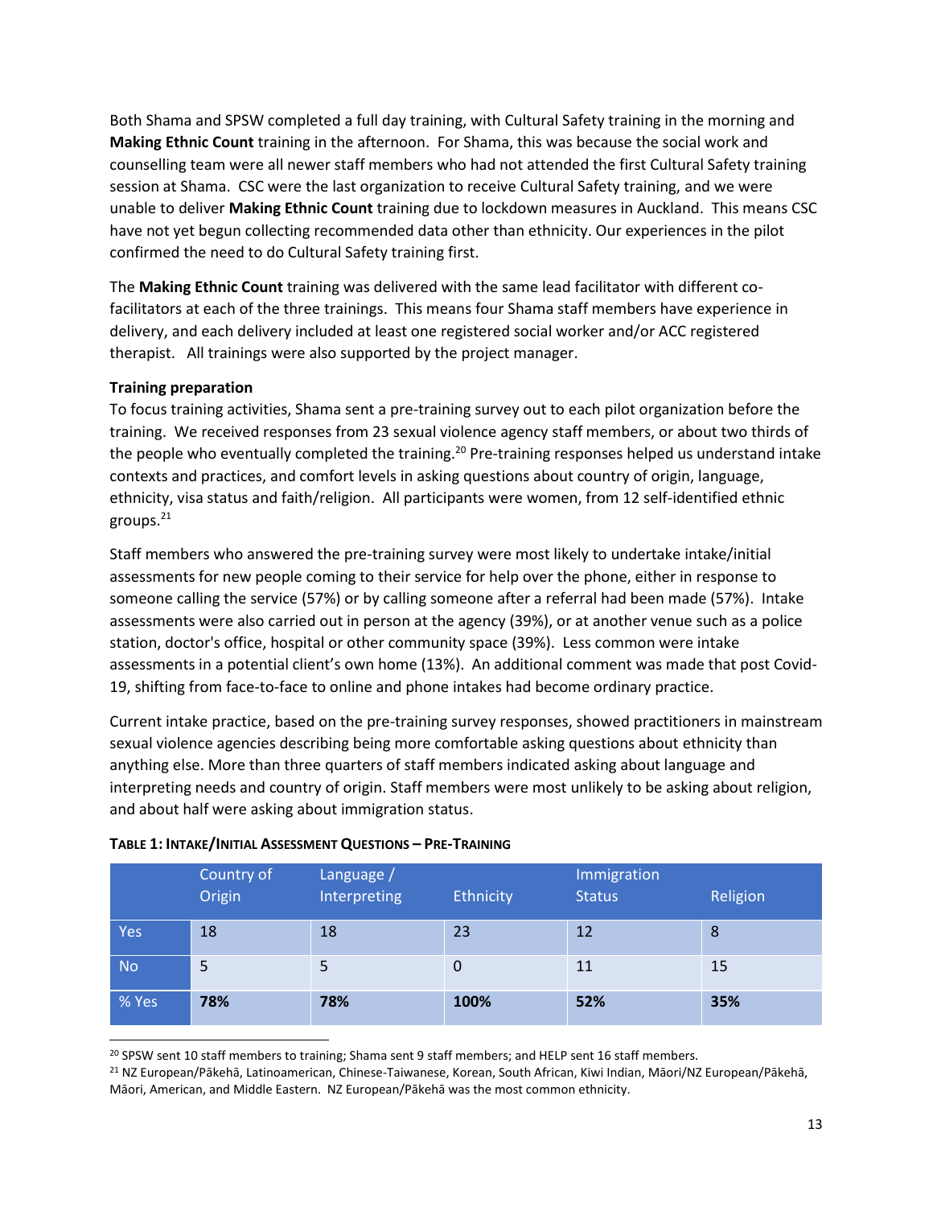Both Shama and SPSW completed a full day training, with Cultural Safety training in the morning and **Making Ethnic Count** training in the afternoon. For Shama, this was because the social work and counselling team were all newer staff members who had not attended the first Cultural Safety training session at Shama. CSC were the last organization to receive Cultural Safety training, and we were unable to deliver **Making Ethnic Count** training due to lockdown measures in Auckland. This means CSC have not yet begun collecting recommended data other than ethnicity. Our experiences in the pilot confirmed the need to do Cultural Safety training first.

The **Making Ethnic Count** training was delivered with the same lead facilitator with different co-facilitators at each of the three trainings. This means four Shama staff members have experience in delivery, and each delivery included at least one registered social worker and/or ACC registered therapist. All trainings were also supported by the project manager.

**Training preparation**

To focus training activities, Shama sent a pre-training survey out to each pilot organization before the training. We received responses from 23 sexual violence agency staff members, or about two thirds of the people who eventually completed the training.[20] Pre-training responses helped us understand intake contexts and practices, and comfort levels in asking questions about country of origin, language, ethnicity, visa status and faith/religion. All participants were women, from 12 self-identified ethnic groups.[21]

Staff members who answered the pre-training survey were most likely to undertake intake/initial assessments for new people coming to their service for help over the phone, either in response to someone calling the service (57%) or by calling someone after a referral had been made (57%). Intake assessments were also carried out in person at the agency (39%), or at another venue such as a police station, doctor's office, hospital or other community space (39%). Less common were intake assessments in a potential client's own home (13%). An additional comment was made that post Covid-19, shifting from face-to-face to online and phone intakes had become ordinary practice.

Current intake practice, based on the pre-training survey responses, showed practitioners in mainstream sexual violence agencies describing being more comfortable asking questions about ethnicity than anything else. More than three quarters of staff members indicated asking about language and interpreting needs and country of origin. Staff members were most unlikely to be asking about religion, and about half were asking about immigration status.

**Table 1: Intake/Initial Assessment Questions – Pre-Training**

| | Country of Origin | Language / Interpreting | Ethnicity | Immigration Status | Religion |
|---|---|---|---|---|---|
| Yes | 18 | 18 | 23 | 12 | 8 |
| No | 5 | 5 | 0 | 11 | 15 |
| % Yes | **78%** | **78%** | **100%** | **52%** | **35%** |

[20] SPSW sent 10 staff members to training; Shama sent 9 staff members; and HELP sent 16 staff members.

[21] NZ European/Pākehā, Latinoamerican, Chinese-Taiwanese, Korean, South African, Kiwi Indian, Māori/NZ European/Pākehā, Māori, American, and Middle Eastern. NZ European/Pākehā was the most common ethnicity.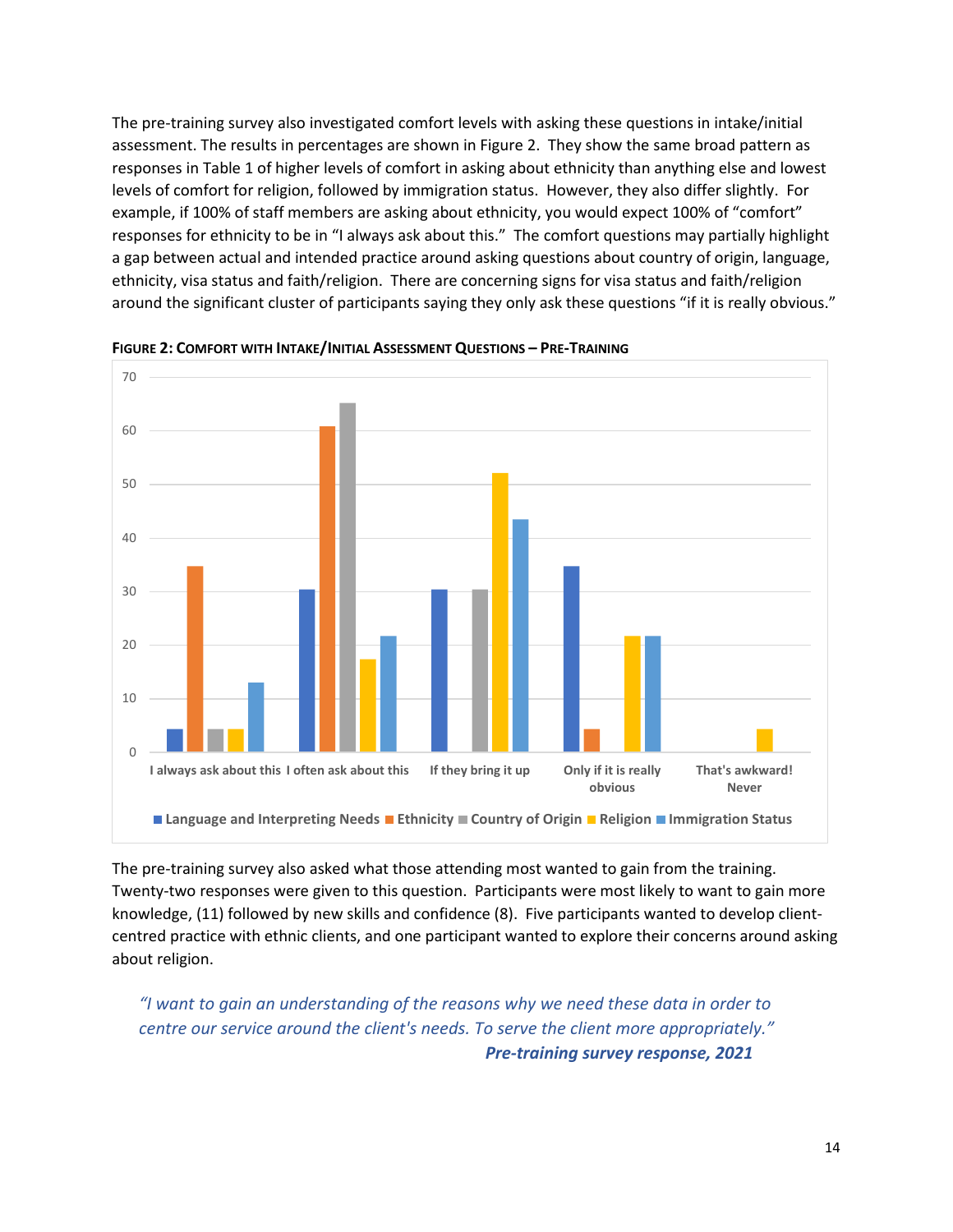The pre-training survey also investigated comfort levels with asking these questions in intake/initial assessment. The results in percentages are shown in Figure 2. They show the same broad pattern as responses in Table 1 of higher levels of comfort in asking about ethnicity than anything else and lowest levels of comfort for religion, followed by immigration status. However, they also differ slightly. For example, if 100% of staff members are asking about ethnicity, you would expect 100% of "comfort" responses for ethnicity to be in "I always ask about this." The comfort questions may partially highlight a gap between actual and intended practice around asking questions about country of origin, language, ethnicity, visa status and faith/religion. There are concerning signs for visa status and faith/religion around the significant cluster of participants saying they only ask these questions "if it is really obvious."

**FIGURE 2: COMFORT WITH INTAKE/INITIAL ASSESSMENT QUESTIONS – PRE-TRAINING**

| | Language and Interpreting Needs | Ethnicity | Country of Origin | Religion | Immigration Status |
|---|---|---|---|---|---|
| I always ask about this | 4.3 | 34.8 | 4.3 | 4.3 | 13 |
| I often ask about this | 30.4 | 60.9 | 65.2 | 17.4 | 21.7 |
| If they bring it up | 30.4 | 0 | 30.4 | 52.2 | 43.5 |
| Only if it is really obvious | 34.8 | 4.3 | 0 | 21.7 | 21.7 |
| That's awkward! Never | 0 | 0 | 0 | 4.3 | 0 |

The pre-training survey also asked what those attending most wanted to gain from the training. Twenty-two responses were given to this question. Participants were most likely to want to gain more knowledge, (11) followed by new skills and confidence (8). Five participants wanted to develop client-centred practice with ethnic clients, and one participant wanted to explore their concerns around asking about religion.

> *"I want to gain an understanding of the reasons why we need these data in order to centre our service around the client's needs. To serve the client more appropriately."*
>
> ***Pre-training survey response, 2021***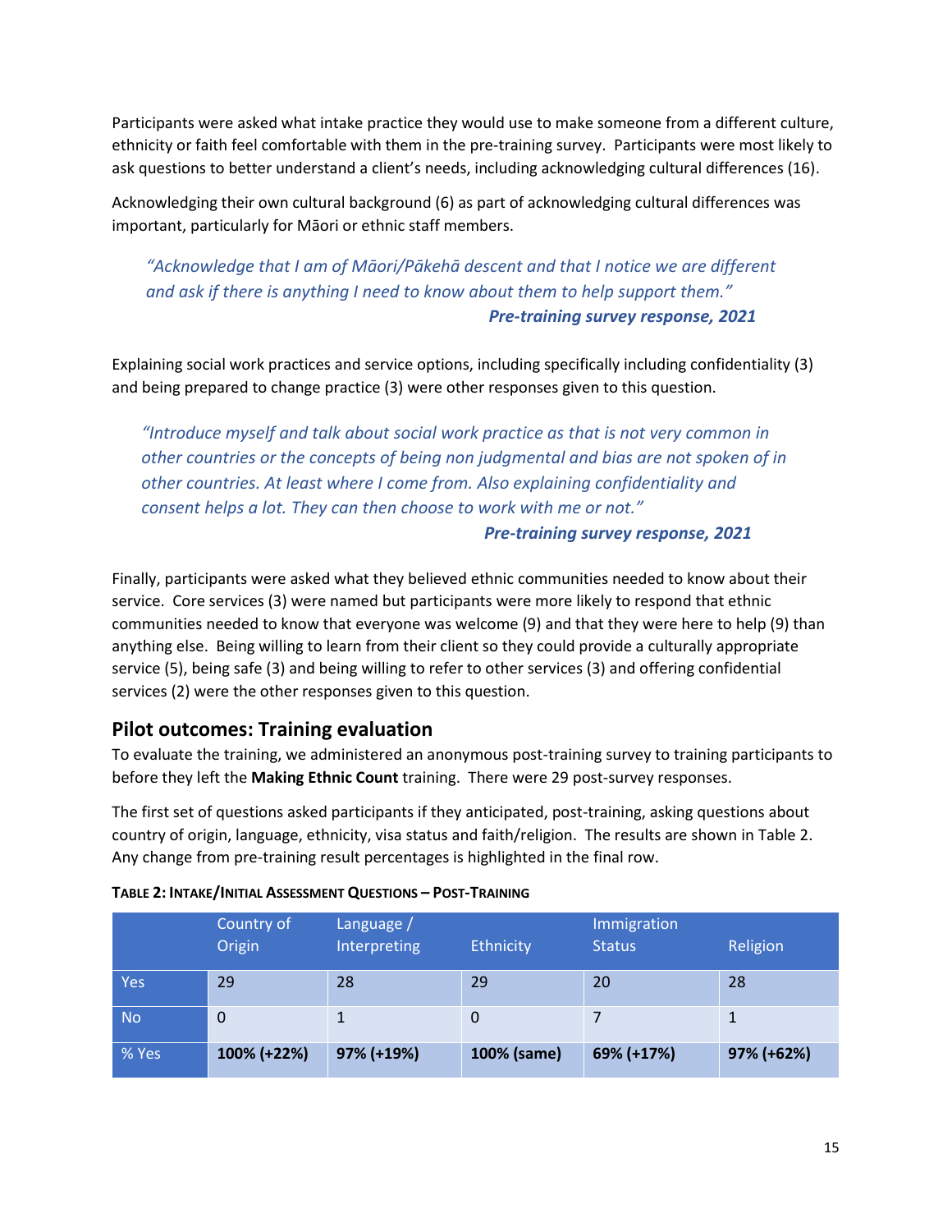Participants were asked what intake practice they would use to make someone from a different culture, ethnicity or faith feel comfortable with them in the pre-training survey. Participants were most likely to ask questions to better understand a client's needs, including acknowledging cultural differences (16).

Acknowledging their own cultural background (6) as part of acknowledging cultural differences was important, particularly for Māori or ethnic staff members.

> *"Acknowledge that I am of Māori/Pākehā descent and that I notice we are different and ask if there is anything I need to know about them to help support them."*
>
> ***Pre-training survey response, 2021***

Explaining social work practices and service options, including specifically including confidentiality (3) and being prepared to change practice (3) were other responses given to this question.

> *"Introduce myself and talk about social work practice as that is not very common in other countries or the concepts of being non judgmental and bias are not spoken of in other countries. At least where I come from. Also explaining confidentiality and consent helps a lot. They can then choose to work with me or not."*
>
> ***Pre-training survey response, 2021***

Finally, participants were asked what they believed ethnic communities needed to know about their service. Core services (3) were named but participants were more likely to respond that ethnic communities needed to know that everyone was welcome (9) and that they were here to help (9) than anything else. Being willing to learn from their client so they could provide a culturally appropriate service (5), being safe (3) and being willing to refer to other services (3) and offering confidential services (2) were the other responses given to this question.

## Pilot outcomes: Training evaluation

To evaluate the training, we administered an anonymous post-training survey to training participants to before they left the **Making Ethnic Count** training. There were 29 post-survey responses.

The first set of questions asked participants if they anticipated, post-training, asking questions about country of origin, language, ethnicity, visa status and faith/religion. The results are shown in Table 2. Any change from pre-training result percentages is highlighted in the final row.

**TABLE 2: INTAKE/INITIAL ASSESSMENT QUESTIONS – POST-TRAINING**

| | Country of Origin | Language / Interpreting | Ethnicity | Immigration Status | Religion |
|---|---|---|---|---|---|
| Yes | 29 | 28 | 29 | 20 | 28 |
| No | 0 | 1 | 0 | 7 | 1 |
| % Yes | **100% (+22%)** | **97% (+19%)** | **100% (same)** | **69% (+17%)** | **97% (+62%)** |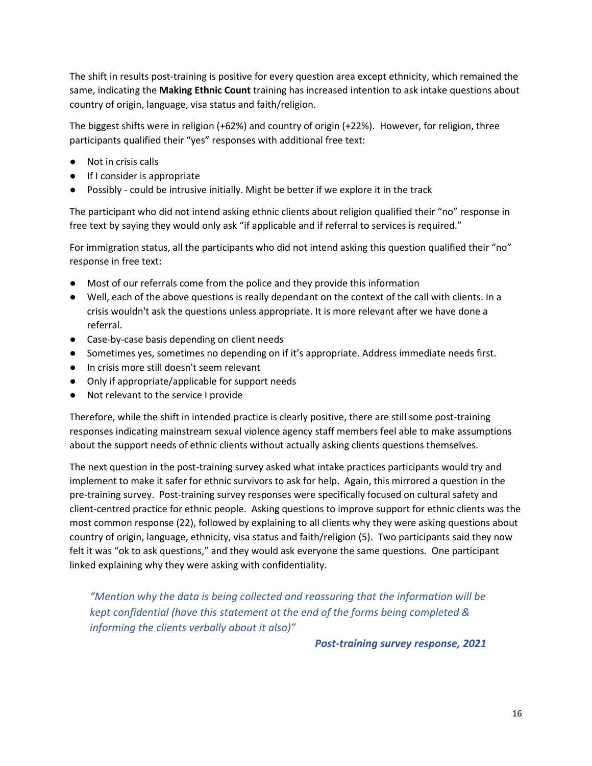The shift in results post-training is positive for every question area except ethnicity, which remained the same, indicating the **Making Ethnic Count** training has increased intention to ask intake questions about country of origin, language, visa status and faith/religion.

The biggest shifts were in religion (+62%) and country of origin (+22%). However, for religion, three participants qualified their "yes" responses with additional free text:

- Not in crisis calls
- If I consider is appropriate
- Possibly - could be intrusive initially. Might be better if we explore it in the track

The participant who did not intend asking ethnic clients about religion qualified their "no" response in free text by saying they would only ask "if applicable and if referral to services is required."

For immigration status, all the participants who did not intend asking this question qualified their "no" response in free text:

- Most of our referrals come from the police and they provide this information
- Well, each of the above questions is really dependant on the context of the call with clients. In a crisis wouldn't ask the questions unless appropriate. It is more relevant after we have done a referral.
- Case-by-case basis depending on client needs
- Sometimes yes, sometimes no depending on if it's appropriate. Address immediate needs first.
- In crisis more still doesn't seem relevant
- Only if appropriate/applicable for support needs
- Not relevant to the service I provide

Therefore, while the shift in intended practice is clearly positive, there are still some post-training responses indicating mainstream sexual violence agency staff members feel able to make assumptions about the support needs of ethnic clients without actually asking clients questions themselves.

The next question in the post-training survey asked what intake practices participants would try and implement to make it safer for ethnic survivors to ask for help. Again, this mirrored a question in the pre-training survey. Post-training survey responses were specifically focused on cultural safety and client-centred practice for ethnic people. Asking questions to improve support for ethnic clients was the most common response (22), followed by explaining to all clients why they were asking questions about country of origin, language, ethnicity, visa status and faith/religion (5). Two participants said they now felt it was "ok to ask questions," and they would ask everyone the same questions. One participant linked explaining why they were asking with confidentiality.

> *"Mention why the data is being collected and reassuring that the information will be kept confidential (have this statement at the end of the forms being completed & informing the clients verbally about it also)"*
>
> ***Post-training survey response, 2021***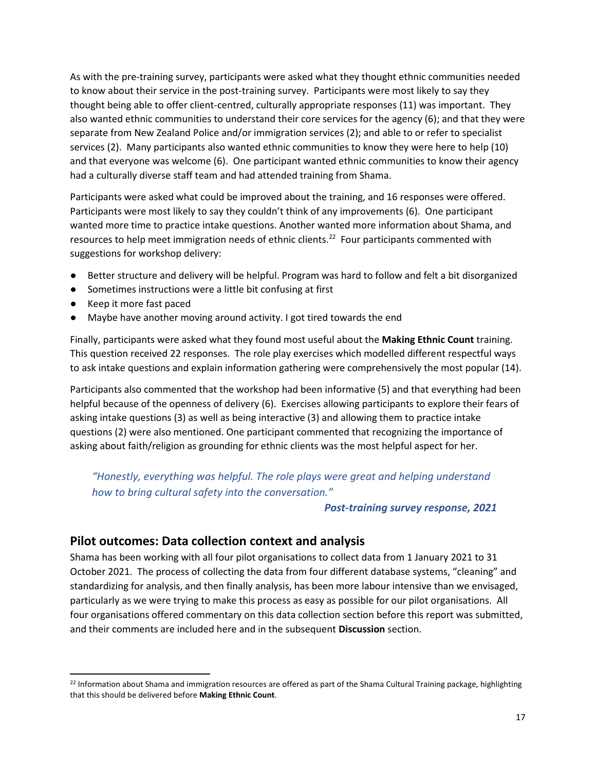As with the pre-training survey, participants were asked what they thought ethnic communities needed to know about their service in the post-training survey. Participants were most likely to say they thought being able to offer client-centred, culturally appropriate responses (11) was important. They also wanted ethnic communities to understand their core services for the agency (6); and that they were separate from New Zealand Police and/or immigration services (2); and able to or refer to specialist services (2). Many participants also wanted ethnic communities to know they were here to help (10) and that everyone was welcome (6). One participant wanted ethnic communities to know their agency had a culturally diverse staff team and had attended training from Shama.

Participants were asked what could be improved about the training, and 16 responses were offered. Participants were most likely to say they couldn't think of any improvements (6). One participant wanted more time to practice intake questions. Another wanted more information about Shama, and resources to help meet immigration needs of ethnic clients.[22] Four participants commented with suggestions for workshop delivery:

- Better structure and delivery will be helpful. Program was hard to follow and felt a bit disorganized
- Sometimes instructions were a little bit confusing at first
- Keep it more fast paced
- Maybe have another moving around activity. I got tired towards the end

Finally, participants were asked what they found most useful about the **Making Ethnic Count** training. This question received 22 responses. The role play exercises which modelled different respectful ways to ask intake questions and explain information gathering were comprehensively the most popular (14).

Participants also commented that the workshop had been informative (5) and that everything had been helpful because of the openness of delivery (6). Exercises allowing participants to explore their fears of asking intake questions (3) as well as being interactive (3) and allowing them to practice intake questions (2) were also mentioned. One participant commented that recognizing the importance of asking about faith/religion as grounding for ethnic clients was the most helpful aspect for her.

> *"Honestly, everything was helpful. The role plays were great and helping understand how to bring cultural safety into the conversation."*
>
> ***Post-training survey response, 2021***

## Pilot outcomes: Data collection context and analysis

Shama has been working with all four pilot organisations to collect data from 1 January 2021 to 31 October 2021. The process of collecting the data from four different database systems, "cleaning" and standardizing for analysis, and then finally analysis, has been more labour intensive than we envisaged, particularly as we were trying to make this process as easy as possible for our pilot organisations. All four organisations offered commentary on this data collection section before this report was submitted, and their comments are included here and in the subsequent **Discussion** section.

[22] Information about Shama and immigration resources are offered as part of the Shama Cultural Training package, highlighting that this should be delivered before **Making Ethnic Count**.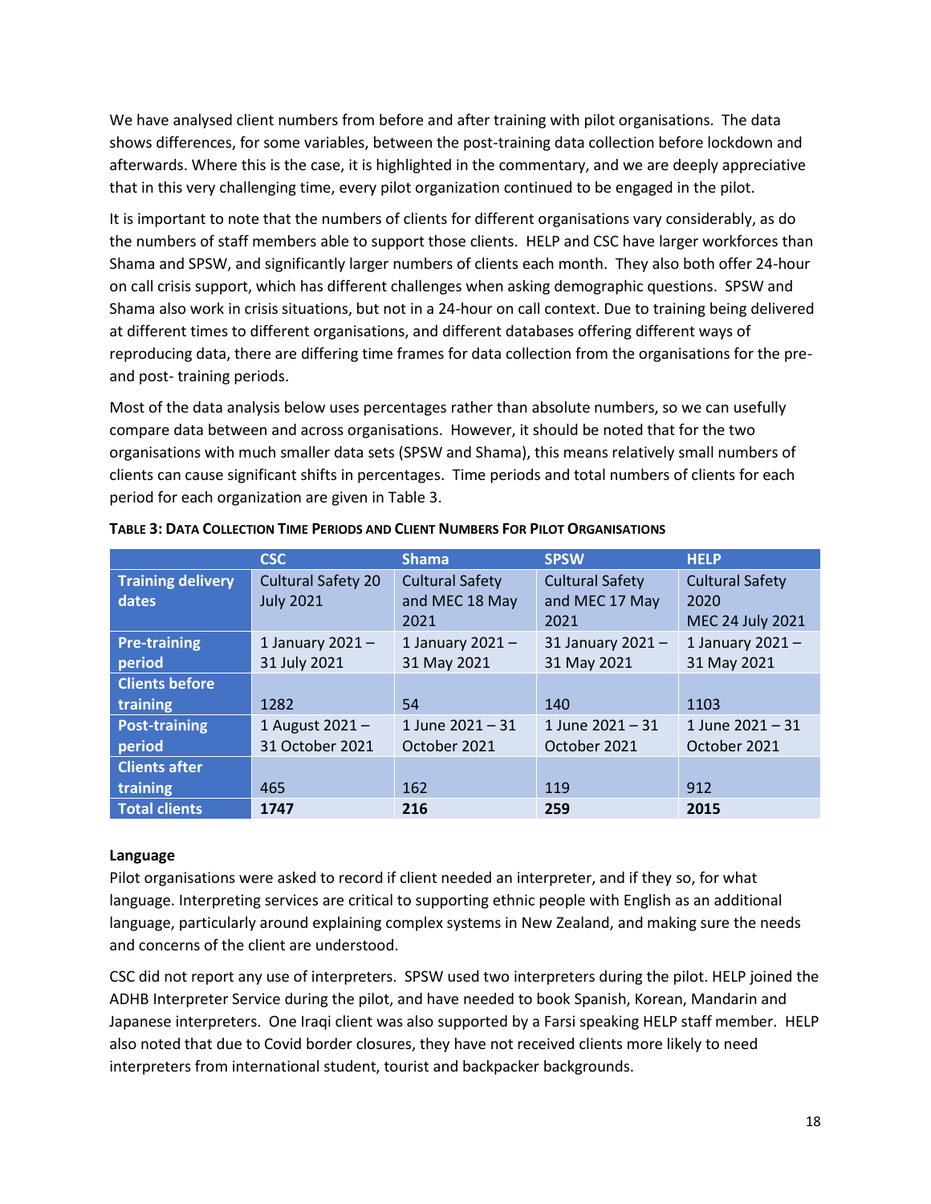We have analysed client numbers from before and after training with pilot organisations. The data shows differences, for some variables, between the post-training data collection before lockdown and afterwards. Where this is the case, it is highlighted in the commentary, and we are deeply appreciative that in this very challenging time, every pilot organization continued to be engaged in the pilot.

It is important to note that the numbers of clients for different organisations vary considerably, as do the numbers of staff members able to support those clients. HELP and CSC have larger workforces than Shama and SPSW, and significantly larger numbers of clients each month. They also both offer 24-hour on call crisis support, which has different challenges when asking demographic questions. SPSW and Shama also work in crisis situations, but not in a 24-hour on call context. Due to training being delivered at different times to different organisations, and different databases offering different ways of reproducing data, there are differing time frames for data collection from the organisations for the pre- and post- training periods.

Most of the data analysis below uses percentages rather than absolute numbers, so we can usefully compare data between and across organisations. However, it should be noted that for the two organisations with much smaller data sets (SPSW and Shama), this means relatively small numbers of clients can cause significant shifts in percentages. Time periods and total numbers of clients for each period for each organization are given in Table 3.

**Table 3: Data Collection Time Periods and Client Numbers For Pilot Organisations**

| | CSC | Shama | SPSW | HELP |
|---|---|---|---|---|
| **Training delivery dates** | Cultural Safety 20 July 2021 | Cultural Safety and MEC 18 May 2021 | Cultural Safety and MEC 17 May 2021 | Cultural Safety 2020<br>MEC 24 July 2021 |
| **Pre-training period** | 1 January 2021 – 31 July 2021 | 1 January 2021 – 31 May 2021 | 31 January 2021 – 31 May 2021 | 1 January 2021 – 31 May 2021 |
| **Clients before training** | 1282 | 54 | 140 | 1103 |
| **Post-training period** | 1 August 2021 – 31 October 2021 | 1 June 2021 – 31 October 2021 | 1 June 2021 – 31 October 2021 | 1 June 2021 – 31 October 2021 |
| **Clients after training** | 465 | 162 | 119 | 912 |
| **Total clients** | **1747** | **216** | **259** | **2015** |

**Language**

Pilot organisations were asked to record if client needed an interpreter, and if they so, for what language. Interpreting services are critical to supporting ethnic people with English as an additional language, particularly around explaining complex systems in New Zealand, and making sure the needs and concerns of the client are understood.

CSC did not report any use of interpreters. SPSW used two interpreters during the pilot. HELP joined the ADHB Interpreter Service during the pilot, and have needed to book Spanish, Korean, Mandarin and Japanese interpreters. One Iraqi client was also supported by a Farsi speaking HELP staff member. HELP also noted that due to Covid border closures, they have not received clients more likely to need interpreters from international student, tourist and backpacker backgrounds.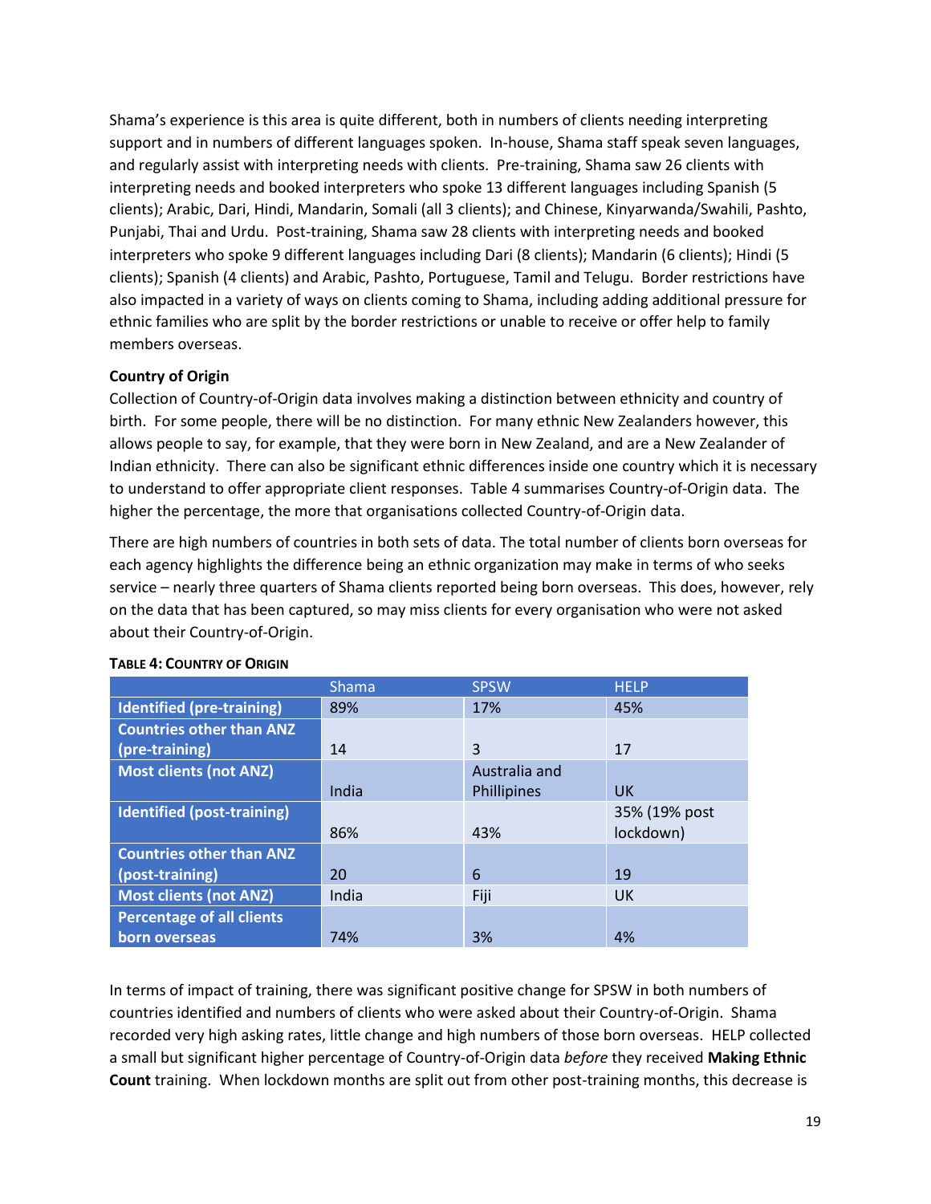Shama's experience is this area is quite different, both in numbers of clients needing interpreting support and in numbers of different languages spoken. In-house, Shama staff speak seven languages, and regularly assist with interpreting needs with clients. Pre-training, Shama saw 26 clients with interpreting needs and booked interpreters who spoke 13 different languages including Spanish (5 clients); Arabic, Dari, Hindi, Mandarin, Somali (all 3 clients); and Chinese, Kinyarwanda/Swahili, Pashto, Punjabi, Thai and Urdu. Post-training, Shama saw 28 clients with interpreting needs and booked interpreters who spoke 9 different languages including Dari (8 clients); Mandarin (6 clients); Hindi (5 clients); Spanish (4 clients) and Arabic, Pashto, Portuguese, Tamil and Telugu. Border restrictions have also impacted in a variety of ways on clients coming to Shama, including adding additional pressure for ethnic families who are split by the border restrictions or unable to receive or offer help to family members overseas.

**Country of Origin**

Collection of Country-of-Origin data involves making a distinction between ethnicity and country of birth. For some people, there will be no distinction. For many ethnic New Zealanders however, this allows people to say, for example, that they were born in New Zealand, and are a New Zealander of Indian ethnicity. There can also be significant ethnic differences inside one country which it is necessary to understand to offer appropriate client responses. Table 4 summarises Country-of-Origin data. The higher the percentage, the more that organisations collected Country-of-Origin data.

There are high numbers of countries in both sets of data. The total number of clients born overseas for each agency highlights the difference being an ethnic organization may make in terms of who seeks service – nearly three quarters of Shama clients reported being born overseas. This does, however, rely on the data that has been captured, so may miss clients for every organisation who were not asked about their Country-of-Origin.

**TABLE 4: COUNTRY OF ORIGIN**

| | Shama | SPSW | HELP |
|---|---|---|---|
| **Identified (pre-training)** | 89% | 17% | 45% |
| **Countries other than ANZ (pre-training)** | 14 | 3 | 17 |
| **Most clients (not ANZ)** | India | Australia and Phillipines | UK |
| **Identified (post-training)** | 86% | 43% | 35% (19% post lockdown) |
| **Countries other than ANZ (post-training)** | 20 | 6 | 19 |
| **Most clients (not ANZ)** | India | Fiji | UK |
| **Percentage of all clients born overseas** | 74% | 3% | 4% |

In terms of impact of training, there was significant positive change for SPSW in both numbers of countries identified and numbers of clients who were asked about their Country-of-Origin. Shama recorded very high asking rates, little change and high numbers of those born overseas. HELP collected a small but significant higher percentage of Country-of-Origin data *before* they received **Making Ethnic Count** training. When lockdown months are split out from other post-training months, this decrease is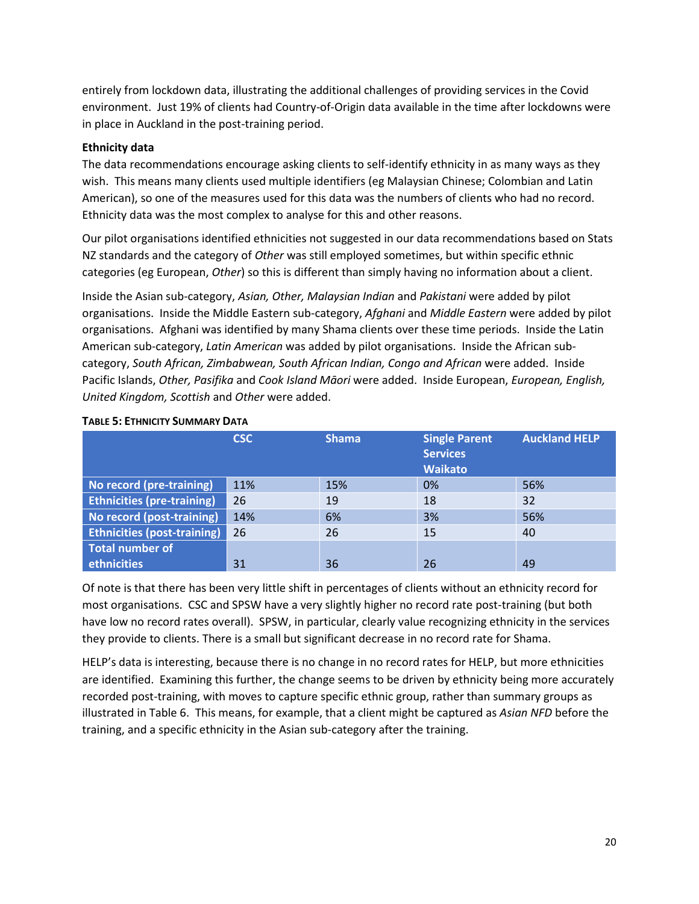entirely from lockdown data, illustrating the additional challenges of providing services in the Covid environment. Just 19% of clients had Country-of-Origin data available in the time after lockdowns were in place in Auckland in the post-training period.

**Ethnicity data**

The data recommendations encourage asking clients to self-identify ethnicity in as many ways as they wish. This means many clients used multiple identifiers (eg Malaysian Chinese; Colombian and Latin American), so one of the measures used for this data was the numbers of clients who had no record. Ethnicity data was the most complex to analyse for this and other reasons.

Our pilot organisations identified ethnicities not suggested in our data recommendations based on Stats NZ standards and the category of *Other* was still employed sometimes, but within specific ethnic categories (eg European, *Other*) so this is different than simply having no information about a client.

Inside the Asian sub-category, *Asian, Other, Malaysian Indian* and *Pakistani* were added by pilot organisations. Inside the Middle Eastern sub-category, *Afghani* and *Middle Eastern* were added by pilot organisations. Afghani was identified by many Shama clients over these time periods. Inside the Latin American sub-category, *Latin American* was added by pilot organisations. Inside the African sub-category, *South African, Zimbabwean, South African Indian, Congo and African* were added. Inside Pacific Islands, *Other, Pasifika* and *Cook Island Māori* were added. Inside European, *European, English, United Kingdom, Scottish* and *Other* were added.

**TABLE 5: ETHNICITY SUMMARY DATA**

| | CSC | Shama | Single Parent Services Waikato | Auckland HELP |
|---|---|---|---|---|
| No record (pre-training) | 11% | 15% | 0% | 56% |
| Ethnicities (pre-training) | 26 | 19 | 18 | 32 |
| No record (post-training) | 14% | 6% | 3% | 56% |
| Ethnicities (post-training) | 26 | 26 | 15 | 40 |
| Total number of ethnicities | 31 | 36 | 26 | 49 |

Of note is that there has been very little shift in percentages of clients without an ethnicity record for most organisations. CSC and SPSW have a very slightly higher no record rate post-training (but both have low no record rates overall). SPSW, in particular, clearly value recognizing ethnicity in the services they provide to clients. There is a small but significant decrease in no record rate for Shama.

HELP's data is interesting, because there is no change in no record rates for HELP, but more ethnicities are identified. Examining this further, the change seems to be driven by ethnicity being more accurately recorded post-training, with moves to capture specific ethnic group, rather than summary groups as illustrated in Table 6. This means, for example, that a client might be captured as *Asian NFD* before the training, and a specific ethnicity in the Asian sub-category after the training.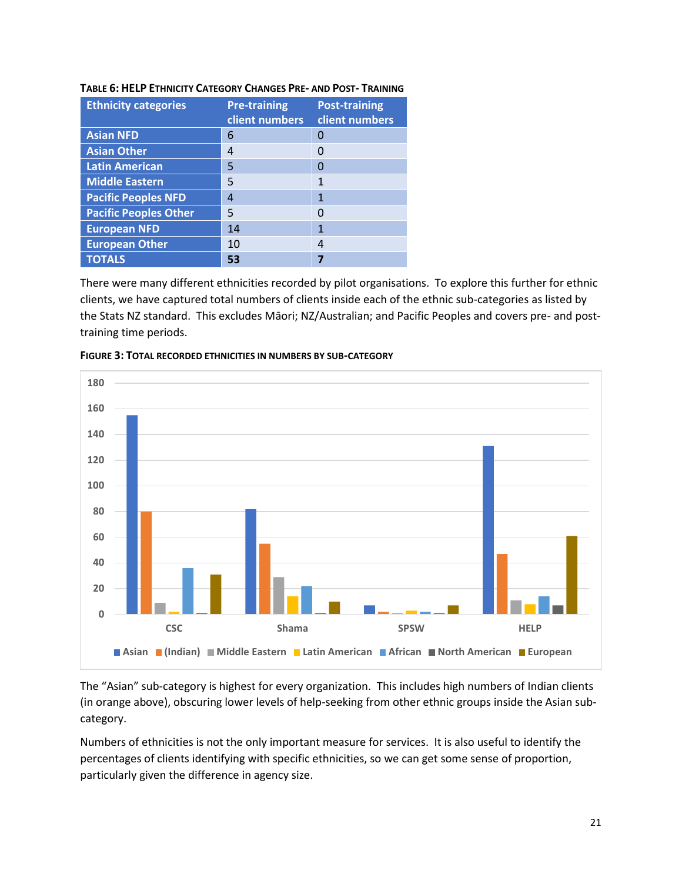**TABLE 6: HELP ETHNICITY CATEGORY CHANGES PRE- AND POST- TRAINING**

| Ethnicity categories | Pre-training client numbers | Post-training client numbers |
|---|---|---|
| Asian NFD | 6 | 0 |
| Asian Other | 4 | 0 |
| Latin American | 5 | 0 |
| Middle Eastern | 5 | 1 |
| Pacific Peoples NFD | 4 | 1 |
| Pacific Peoples Other | 5 | 0 |
| European NFD | 14 | 1 |
| European Other | 10 | 4 |
| **TOTALS** | **53** | **7** |

There were many different ethnicities recorded by pilot organisations. To explore this further for ethnic clients, we have captured total numbers of clients inside each of the ethnic sub-categories as listed by the Stats NZ standard. This excludes Māori; NZ/Australian; and Pacific Peoples and covers pre- and post-training time periods.

**FIGURE 3: TOTAL RECORDED ETHNICITIES IN NUMBERS BY SUB-CATEGORY**

The "Asian" sub-category is highest for every organization. This includes high numbers of Indian clients (in orange above), obscuring lower levels of help-seeking from other ethnic groups inside the Asian sub-category.

Numbers of ethnicities is not the only important measure for services. It is also useful to identify the percentages of clients identifying with specific ethnicities, so we can get some sense of proportion, particularly given the difference in agency size.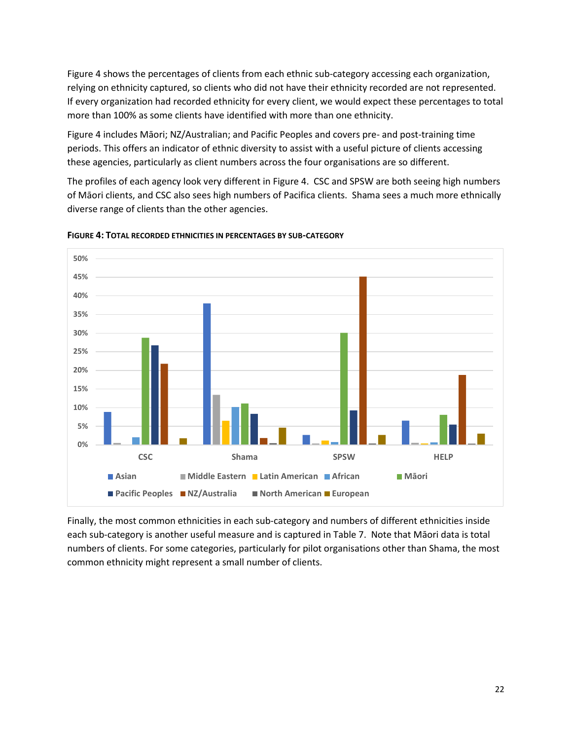Figure 4 shows the percentages of clients from each ethnic sub-category accessing each organization, relying on ethnicity captured, so clients who did not have their ethnicity recorded are not represented. If every organization had recorded ethnicity for every client, we would expect these percentages to total more than 100% as some clients have identified with more than one ethnicity.

Figure 4 includes Māori; NZ/Australian; and Pacific Peoples and covers pre- and post-training time periods. This offers an indicator of ethnic diversity to assist with a useful picture of clients accessing these agencies, particularly as client numbers across the four organisations are so different.

The profiles of each agency look very different in Figure 4. CSC and SPSW are both seeing high numbers of Māori clients, and CSC also sees high numbers of Pacifica clients. Shama sees a much more ethnically diverse range of clients than the other agencies.

**FIGURE 4: TOTAL RECORDED ETHNICITIES IN PERCENTAGES BY SUB-CATEGORY**

Finally, the most common ethnicities in each sub-category and numbers of different ethnicities inside each sub-category is another useful measure and is captured in Table 7. Note that Māori data is total numbers of clients. For some categories, particularly for pilot organisations other than Shama, the most common ethnicity might represent a small number of clients.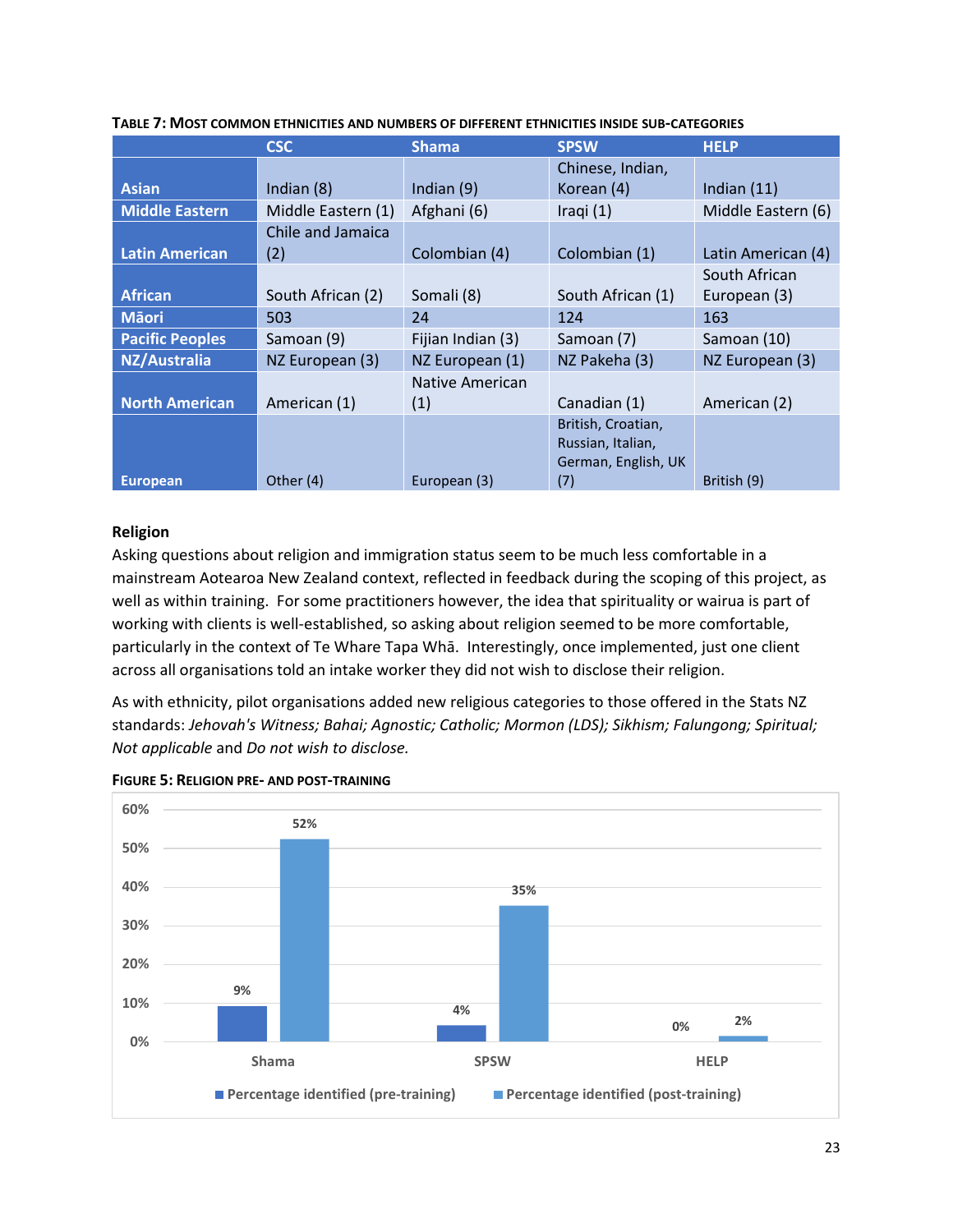**Table 7: Most common ethnicities and numbers of different ethnicities inside sub-categories**

| | CSC | Shama | SPSW | HELP |
|---|---|---|---|---|
| Asian | Indian (8) | Indian (9) | Chinese, Indian, Korean (4) | Indian (11) |
| Middle Eastern | Middle Eastern (1) | Afghani (6) | Iraqi (1) | Middle Eastern (6) |
| Latin American | Chile and Jamaica (2) | Colombian (4) | Colombian (1) | Latin American (4) |
| African | South African (2) | Somali (8) | South African (1) | South African European (3) |
| Māori | 503 | 24 | 124 | 163 |
| Pacific Peoples | Samoan (9) | Fijian Indian (3) | Samoan (7) | Samoan (10) |
| NZ/Australia | NZ European (3) | NZ European (1) | NZ Pakeha (3) | NZ European (3) |
| North American | American (1) | Native American (1) | Canadian (1) | American (2) |
| European | Other (4) | European (3) | British, Croatian, Russian, Italian, German, English, UK (7) | British (9) |

### Religion

Asking questions about religion and immigration status seem to be much less comfortable in a mainstream Aotearoa New Zealand context, reflected in feedback during the scoping of this project, as well as within training. For some practitioners however, the idea that spirituality or wairua is part of working with clients is well-established, so asking about religion seemed to be more comfortable, particularly in the context of Te Whare Tapa Whā. Interestingly, once implemented, just one client across all organisations told an intake worker they did not wish to disclose their religion.

As with ethnicity, pilot organisations added new religious categories to those offered in the Stats NZ standards: *Jehovah's Witness; Bahai; Agnostic; Catholic; Mormon (LDS); Sikhism; Falungong; Spiritual; Not applicable* and *Do not wish to disclose.*

**Figure 5: Religion pre- and post-training**

| | Percentage identified (pre-training) | Percentage identified (post-training) |
|---|---|---|
| Shama | 9% | 52% |
| SPSW | 4% | 35% |
| HELP | 0% | 2% |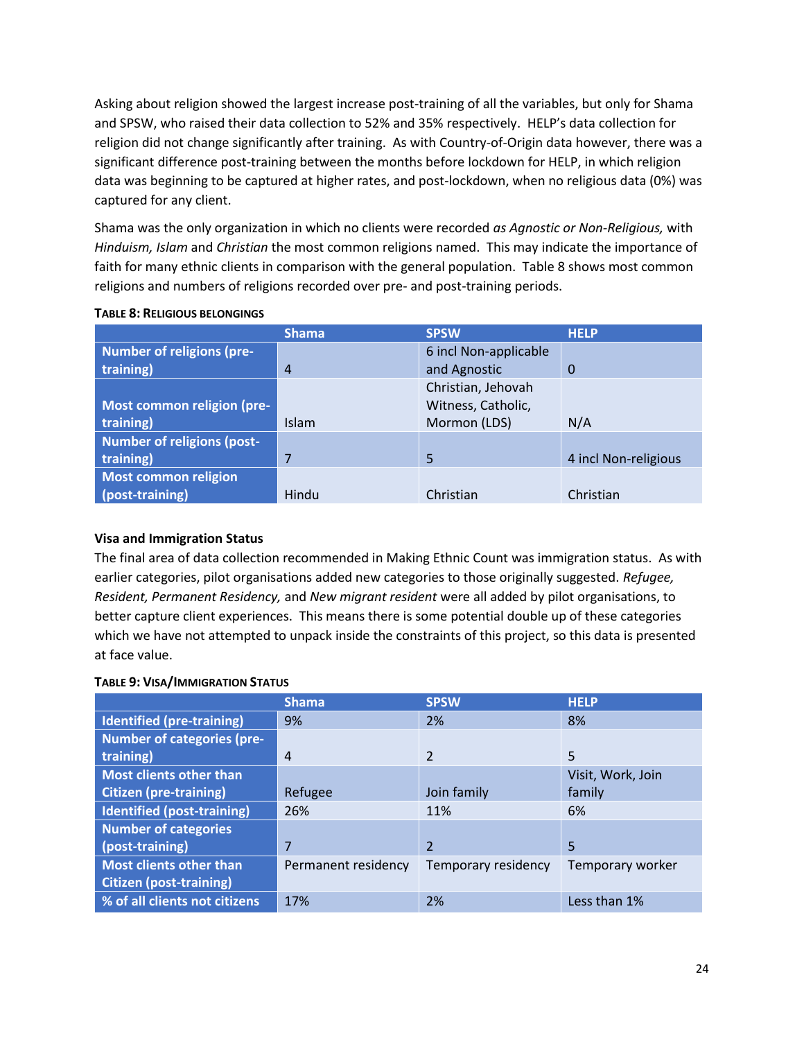Asking about religion showed the largest increase post-training of all the variables, but only for Shama and SPSW, who raised their data collection to 52% and 35% respectively. HELP's data collection for religion did not change significantly after training. As with Country-of-Origin data however, there was a significant difference post-training between the months before lockdown for HELP, in which religion data was beginning to be captured at higher rates, and post-lockdown, when no religious data (0%) was captured for any client.

Shama was the only organization in which no clients were recorded *as Agnostic or Non-Religious,* with *Hinduism, Islam* and *Christian* the most common religions named. This may indicate the importance of faith for many ethnic clients in comparison with the general population. Table 8 shows most common religions and numbers of religions recorded over pre- and post-training periods.

**TABLE 8: RELIGIOUS BELONGINGS**

| | Shama | SPSW | HELP |
|---|---|---|---|
| Number of religions (pre-training) | 4 | 6 incl Non-applicable and Agnostic | 0 |
| Most common religion (pre-training) | Islam | Christian, Jehovah Witness, Catholic, Mormon (LDS) | N/A |
| Number of religions (post-training) | 7 | 5 | 4 incl Non-religious |
| Most common religion (post-training) | Hindu | Christian | Christian |

### Visa and Immigration Status

The final area of data collection recommended in Making Ethnic Count was immigration status. As with earlier categories, pilot organisations added new categories to those originally suggested. *Refugee, Resident, Permanent Residency,* and *New migrant resident* were all added by pilot organisations, to better capture client experiences. This means there is some potential double up of these categories which we have not attempted to unpack inside the constraints of this project, so this data is presented at face value.

**TABLE 9: VISA/IMMIGRATION STATUS**

| | Shama | SPSW | HELP |
|---|---|---|---|
| Identified (pre-training) | 9% | 2% | 8% |
| Number of categories (pre-training) | 4 | 2 | 5 |
| Most clients other than Citizen (pre-training) | Refugee | Join family | Visit, Work, Join family |
| Identified (post-training) | 26% | 11% | 6% |
| Number of categories (post-training) | 7 | 2 | 5 |
| Most clients other than Citizen (post-training) | Permanent residency | Temporary residency | Temporary worker |
| % of all clients not citizens | 17% | 2% | Less than 1% |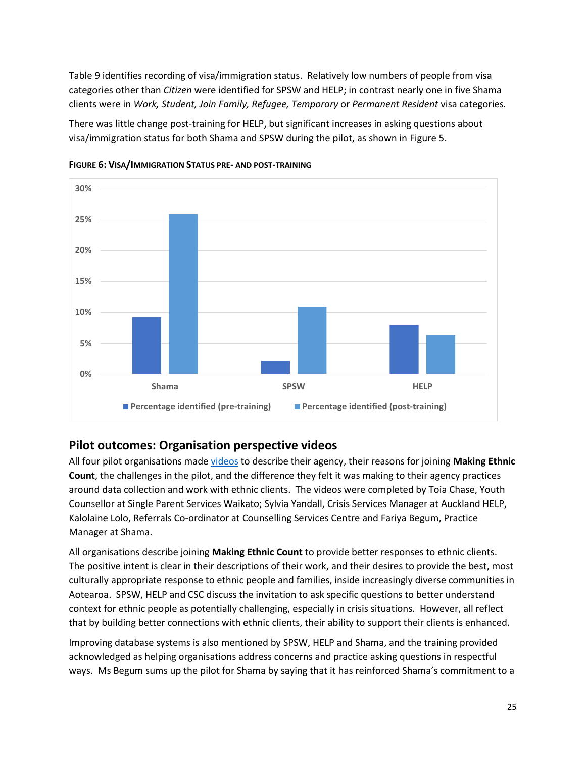Table 9 identifies recording of visa/immigration status. Relatively low numbers of people from visa categories other than *Citizen* were identified for SPSW and HELP; in contrast nearly one in five Shama clients were in *Work, Student, Join Family, Refugee, Temporary* or *Permanent Resident* visa categories.

There was little change post-training for HELP, but significant increases in asking questions about visa/immigration status for both Shama and SPSW during the pilot, as shown in Figure 5.

**FIGURE 6: VISA/IMMIGRATION STATUS PRE- AND POST-TRAINING**

## Pilot outcomes: Organisation perspective videos

All four pilot organisations made videos to describe their agency, their reasons for joining **Making Ethnic Count**, the challenges in the pilot, and the difference they felt it was making to their agency practices around data collection and work with ethnic clients. The videos were completed by Toia Chase, Youth Counsellor at Single Parent Services Waikato; Sylvia Yandall, Crisis Services Manager at Auckland HELP, Kalolaine Lolo, Referrals Co-ordinator at Counselling Services Centre and Fariya Begum, Practice Manager at Shama.

All organisations describe joining **Making Ethnic Count** to provide better responses to ethnic clients. The positive intent is clear in their descriptions of their work, and their desires to provide the best, most culturally appropriate response to ethnic people and families, inside increasingly diverse communities in Aotearoa. SPSW, HELP and CSC discuss the invitation to ask specific questions to better understand context for ethnic people as potentially challenging, especially in crisis situations. However, all reflect that by building better connections with ethnic clients, their ability to support their clients is enhanced.

Improving database systems is also mentioned by SPSW, HELP and Shama, and the training provided acknowledged as helping organisations address concerns and practice asking questions in respectful ways. Ms Begum sums up the pilot for Shama by saying that it has reinforced Shama's commitment to a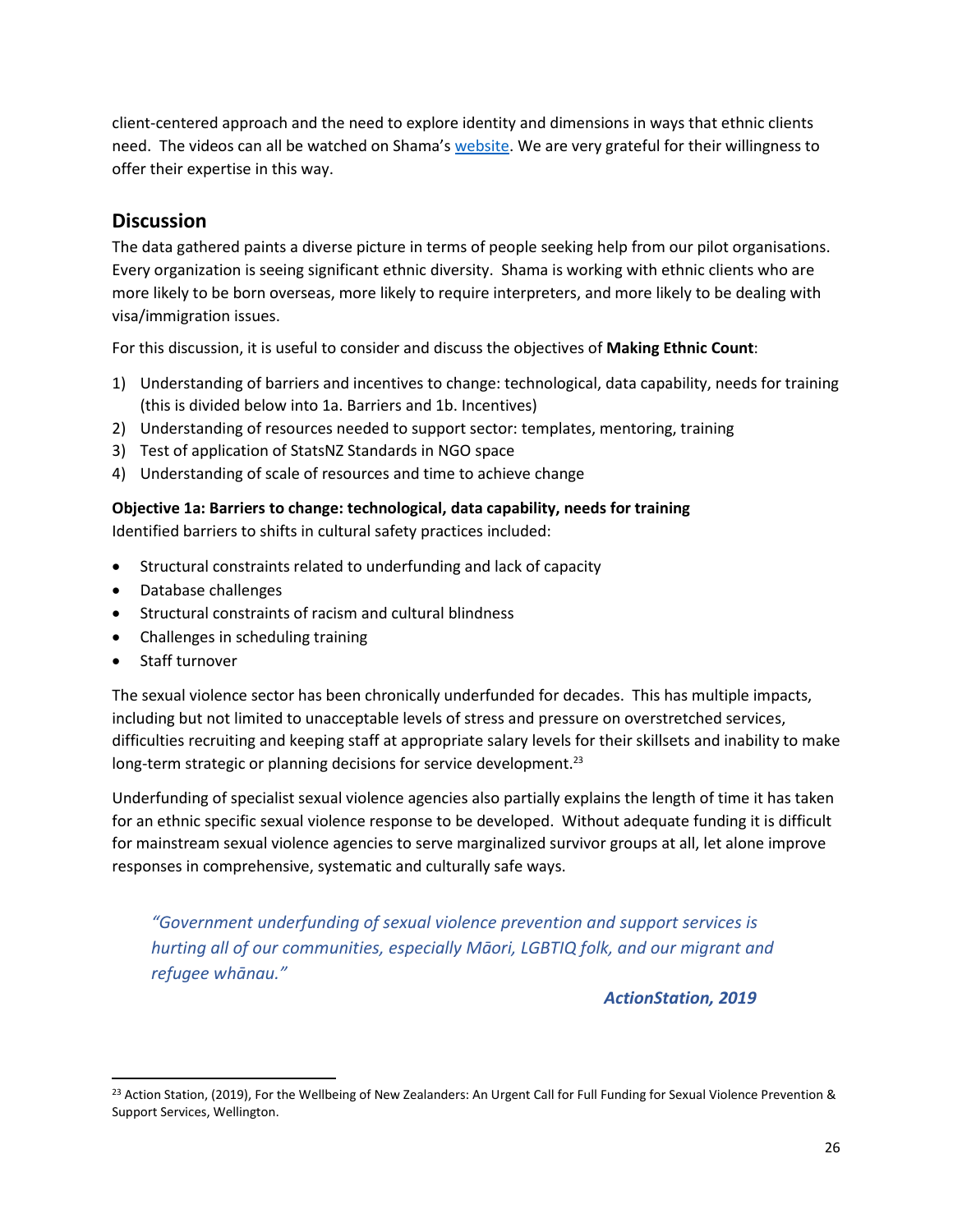client-centered approach and the need to explore identity and dimensions in ways that ethnic clients need. The videos can all be watched on Shama's website. We are very grateful for their willingness to offer their expertise in this way.

## Discussion

The data gathered paints a diverse picture in terms of people seeking help from our pilot organisations. Every organization is seeing significant ethnic diversity. Shama is working with ethnic clients who are more likely to be born overseas, more likely to require interpreters, and more likely to be dealing with visa/immigration issues.

For this discussion, it is useful to consider and discuss the objectives of **Making Ethnic Count**:

1) Understanding of barriers and incentives to change: technological, data capability, needs for training (this is divided below into 1a. Barriers and 1b. Incentives)
2) Understanding of resources needed to support sector: templates, mentoring, training
3) Test of application of StatsNZ Standards in NGO space
4) Understanding of scale of resources and time to achieve change

**Objective 1a: Barriers to change: technological, data capability, needs for training**

Identified barriers to shifts in cultural safety practices included:

- Structural constraints related to underfunding and lack of capacity
- Database challenges
- Structural constraints of racism and cultural blindness
- Challenges in scheduling training
- Staff turnover

The sexual violence sector has been chronically underfunded for decades. This has multiple impacts, including but not limited to unacceptable levels of stress and pressure on overstretched services, difficulties recruiting and keeping staff at appropriate salary levels for their skillsets and inability to make long-term strategic or planning decisions for service development.[23]

Underfunding of specialist sexual violence agencies also partially explains the length of time it has taken for an ethnic specific sexual violence response to be developed. Without adequate funding it is difficult for mainstream sexual violence agencies to serve marginalized survivor groups at all, let alone improve responses in comprehensive, systematic and culturally safe ways.

> *"Government underfunding of sexual violence prevention and support services is hurting all of our communities, especially Māori, LGBTIQ folk, and our migrant and refugee whānau."*
>
> ***ActionStation, 2019***

[23] Action Station, (2019), For the Wellbeing of New Zealanders: An Urgent Call for Full Funding for Sexual Violence Prevention & Support Services, Wellington.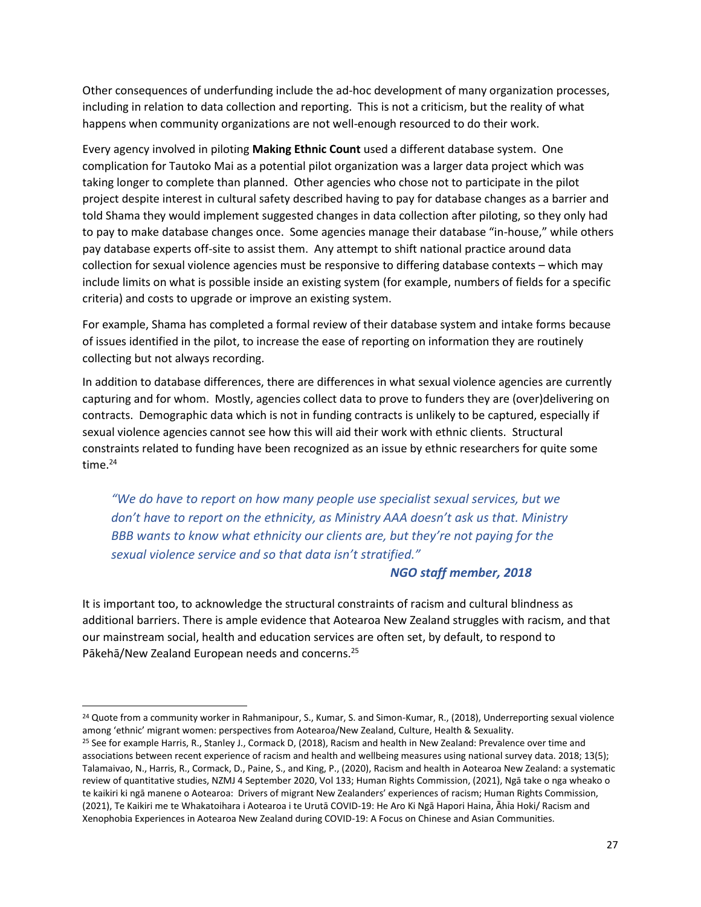Other consequences of underfunding include the ad-hoc development of many organization processes, including in relation to data collection and reporting. This is not a criticism, but the reality of what happens when community organizations are not well-enough resourced to do their work.

Every agency involved in piloting **Making Ethnic Count** used a different database system. One complication for Tautoko Mai as a potential pilot organization was a larger data project which was taking longer to complete than planned. Other agencies who chose not to participate in the pilot project despite interest in cultural safety described having to pay for database changes as a barrier and told Shama they would implement suggested changes in data collection after piloting, so they only had to pay to make database changes once. Some agencies manage their database "in-house," while others pay database experts off-site to assist them. Any attempt to shift national practice around data collection for sexual violence agencies must be responsive to differing database contexts – which may include limits on what is possible inside an existing system (for example, numbers of fields for a specific criteria) and costs to upgrade or improve an existing system.

For example, Shama has completed a formal review of their database system and intake forms because of issues identified in the pilot, to increase the ease of reporting on information they are routinely collecting but not always recording.

In addition to database differences, there are differences in what sexual violence agencies are currently capturing and for whom. Mostly, agencies collect data to prove to funders they are (over)delivering on contracts. Demographic data which is not in funding contracts is unlikely to be captured, especially if sexual violence agencies cannot see how this will aid their work with ethnic clients. Structural constraints related to funding have been recognized as an issue by ethnic researchers for quite some time.[24]

> *"We do have to report on how many people use specialist sexual services, but we don't have to report on the ethnicity, as Ministry AAA doesn't ask us that. Ministry BBB wants to know what ethnicity our clients are, but they're not paying for the sexual violence service and so that data isn't stratified."*
>
> ***NGO staff member, 2018***

It is important too, to acknowledge the structural constraints of racism and cultural blindness as additional barriers. There is ample evidence that Aotearoa New Zealand struggles with racism, and that our mainstream social, health and education services are often set, by default, to respond to Pākehā/New Zealand European needs and concerns.[25]

---

[24] Quote from a community worker in Rahmanipour, S., Kumar, S. and Simon-Kumar, R., (2018), Underreporting sexual violence among 'ethnic' migrant women: perspectives from Aotearoa/New Zealand, Culture, Health & Sexuality.

[25] See for example Harris, R., Stanley J., Cormack D, (2018), Racism and health in New Zealand: Prevalence over time and associations between recent experience of racism and health and wellbeing measures using national survey data. 2018; 13(5); Talamaivao, N., Harris, R., Cormack, D., Paine, S., and King, P., (2020), Racism and health in Aotearoa New Zealand: a systematic review of quantitative studies, NZMJ 4 September 2020, Vol 133; Human Rights Commission, (2021), Ngā take o nga wheako o te kaikiri ki ngā manene o Aotearoa: Drivers of migrant New Zealanders' experiences of racism; Human Rights Commission, (2021), Te Kaikiri me te Whakatoihara i Aotearoa i te Urutā COVID-19: He Aro Ki Ngā Hapori Haina, Āhia Hoki/ Racism and Xenophobia Experiences in Aotearoa New Zealand during COVID-19: A Focus on Chinese and Asian Communities.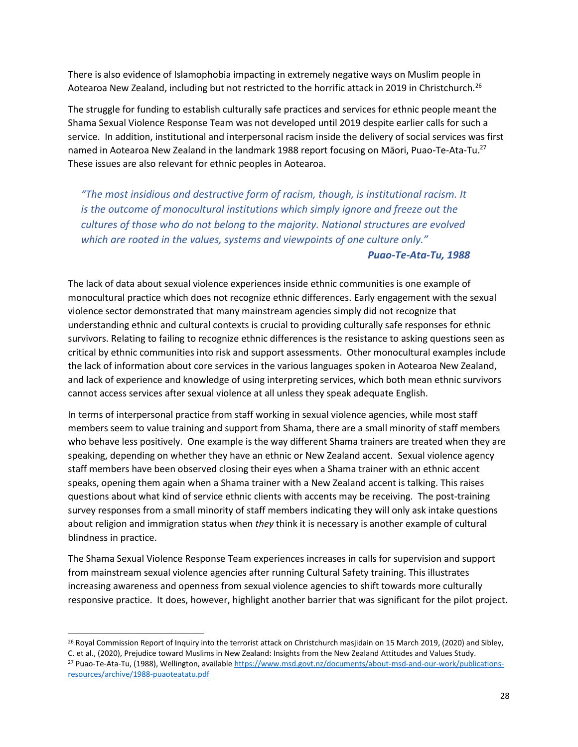There is also evidence of Islamophobia impacting in extremely negative ways on Muslim people in Aotearoa New Zealand, including but not restricted to the horrific attack in 2019 in Christchurch.[26]

The struggle for funding to establish culturally safe practices and services for ethnic people meant the Shama Sexual Violence Response Team was not developed until 2019 despite earlier calls for such a service. In addition, institutional and interpersonal racism inside the delivery of social services was first named in Aotearoa New Zealand in the landmark 1988 report focusing on Māori, Puao-Te-Ata-Tu.[27] These issues are also relevant for ethnic peoples in Aotearoa.

> *"The most insidious and destructive form of racism, though, is institutional racism. It is the outcome of monocultural institutions which simply ignore and freeze out the cultures of those who do not belong to the majority. National structures are evolved which are rooted in the values, systems and viewpoints of one culture only."*
>
> ***Puao-Te-Ata-Tu, 1988***

The lack of data about sexual violence experiences inside ethnic communities is one example of monocultural practice which does not recognize ethnic differences. Early engagement with the sexual violence sector demonstrated that many mainstream agencies simply did not recognize that understanding ethnic and cultural contexts is crucial to providing culturally safe responses for ethnic survivors. Relating to failing to recognize ethnic differences is the resistance to asking questions seen as critical by ethnic communities into risk and support assessments. Other monocultural examples include the lack of information about core services in the various languages spoken in Aotearoa New Zealand, and lack of experience and knowledge of using interpreting services, which both mean ethnic survivors cannot access services after sexual violence at all unless they speak adequate English.

In terms of interpersonal practice from staff working in sexual violence agencies, while most staff members seem to value training and support from Shama, there are a small minority of staff members who behave less positively. One example is the way different Shama trainers are treated when they are speaking, depending on whether they have an ethnic or New Zealand accent. Sexual violence agency staff members have been observed closing their eyes when a Shama trainer with an ethnic accent speaks, opening them again when a Shama trainer with a New Zealand accent is talking. This raises questions about what kind of service ethnic clients with accents may be receiving. The post-training survey responses from a small minority of staff members indicating they will only ask intake questions about religion and immigration status when *they* think it is necessary is another example of cultural blindness in practice.

The Shama Sexual Violence Response Team experiences increases in calls for supervision and support from mainstream sexual violence agencies after running Cultural Safety training. This illustrates increasing awareness and openness from sexual violence agencies to shift towards more culturally responsive practice. It does, however, highlight another barrier that was significant for the pilot project.

---

[26] Royal Commission Report of Inquiry into the terrorist attack on Christchurch masjidain on 15 March 2019, (2020) and Sibley, C. et al., (2020), Prejudice toward Muslims in New Zealand: Insights from the New Zealand Attitudes and Values Study.

[27] Puao-Te-Ata-Tu, (1988), Wellington, available https://www.msd.govt.nz/documents/about-msd-and-our-work/publications-resources/archive/1988-puaoteatatu.pdf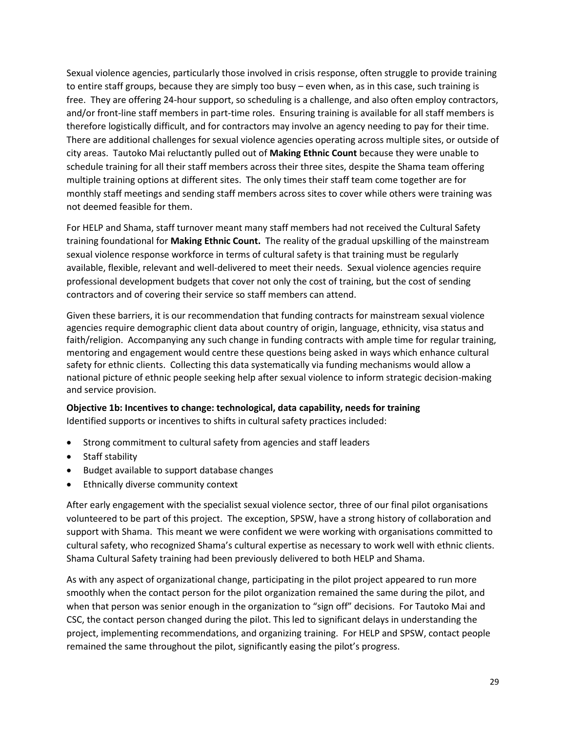Sexual violence agencies, particularly those involved in crisis response, often struggle to provide training to entire staff groups, because they are simply too busy – even when, as in this case, such training is free. They are offering 24-hour support, so scheduling is a challenge, and also often employ contractors, and/or front-line staff members in part-time roles. Ensuring training is available for all staff members is therefore logistically difficult, and for contractors may involve an agency needing to pay for their time. There are additional challenges for sexual violence agencies operating across multiple sites, or outside of city areas. Tautoko Mai reluctantly pulled out of **Making Ethnic Count** because they were unable to schedule training for all their staff members across their three sites, despite the Shama team offering multiple training options at different sites. The only times their staff team come together are for monthly staff meetings and sending staff members across sites to cover while others were training was not deemed feasible for them.

For HELP and Shama, staff turnover meant many staff members had not received the Cultural Safety training foundational for **Making Ethnic Count.** The reality of the gradual upskilling of the mainstream sexual violence response workforce in terms of cultural safety is that training must be regularly available, flexible, relevant and well-delivered to meet their needs. Sexual violence agencies require professional development budgets that cover not only the cost of training, but the cost of sending contractors and of covering their service so staff members can attend.

Given these barriers, it is our recommendation that funding contracts for mainstream sexual violence agencies require demographic client data about country of origin, language, ethnicity, visa status and faith/religion. Accompanying any such change in funding contracts with ample time for regular training, mentoring and engagement would centre these questions being asked in ways which enhance cultural safety for ethnic clients. Collecting this data systematically via funding mechanisms would allow a national picture of ethnic people seeking help after sexual violence to inform strategic decision-making and service provision.

**Objective 1b: Incentives to change: technological, data capability, needs for training**

Identified supports or incentives to shifts in cultural safety practices included:

- Strong commitment to cultural safety from agencies and staff leaders
- Staff stability
- Budget available to support database changes
- Ethnically diverse community context

After early engagement with the specialist sexual violence sector, three of our final pilot organisations volunteered to be part of this project. The exception, SPSW, have a strong history of collaboration and support with Shama. This meant we were confident we were working with organisations committed to cultural safety, who recognized Shama's cultural expertise as necessary to work well with ethnic clients. Shama Cultural Safety training had been previously delivered to both HELP and Shama.

As with any aspect of organizational change, participating in the pilot project appeared to run more smoothly when the contact person for the pilot organization remained the same during the pilot, and when that person was senior enough in the organization to "sign off" decisions. For Tautoko Mai and CSC, the contact person changed during the pilot. This led to significant delays in understanding the project, implementing recommendations, and organizing training. For HELP and SPSW, contact people remained the same throughout the pilot, significantly easing the pilot's progress.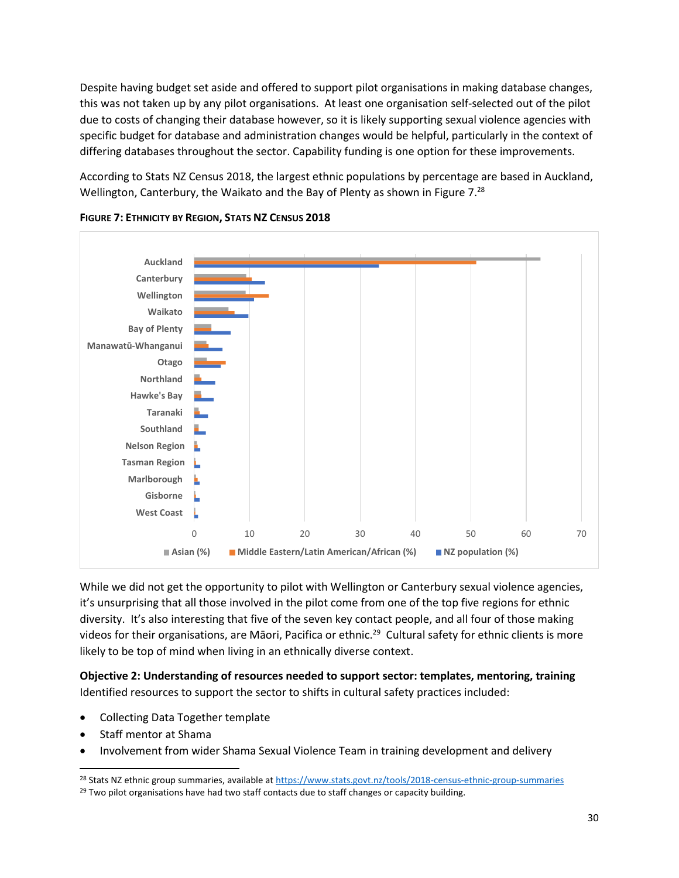Despite having budget set aside and offered to support pilot organisations in making database changes, this was not taken up by any pilot organisations. At least one organisation self-selected out of the pilot due to costs of changing their database however, so it is likely supporting sexual violence agencies with specific budget for database and administration changes would be helpful, particularly in the context of differing databases throughout the sector. Capability funding is one option for these improvements.

According to Stats NZ Census 2018, the largest ethnic populations by percentage are based in Auckland, Wellington, Canterbury, the Waikato and the Bay of Plenty as shown in Figure 7.[28]

**FIGURE 7: ETHNICITY BY REGION, STATS NZ CENSUS 2018**

While we did not get the opportunity to pilot with Wellington or Canterbury sexual violence agencies, it's unsurprising that all those involved in the pilot come from one of the top five regions for ethnic diversity. It's also interesting that five of the seven key contact people, and all four of those making videos for their organisations, are Māori, Pacifica or ethnic.[29] Cultural safety for ethnic clients is more likely to be top of mind when living in an ethnically diverse context.

**Objective 2: Understanding of resources needed to support sector: templates, mentoring, training**

Identified resources to support the sector to shifts in cultural safety practices included:

- Collecting Data Together template
- Staff mentor at Shama
- Involvement from wider Shama Sexual Violence Team in training development and delivery

---

[28] Stats NZ ethnic group summaries, available at https://www.stats.govt.nz/tools/2018-census-ethnic-group-summaries

[29] Two pilot organisations have had two staff contacts due to staff changes or capacity building.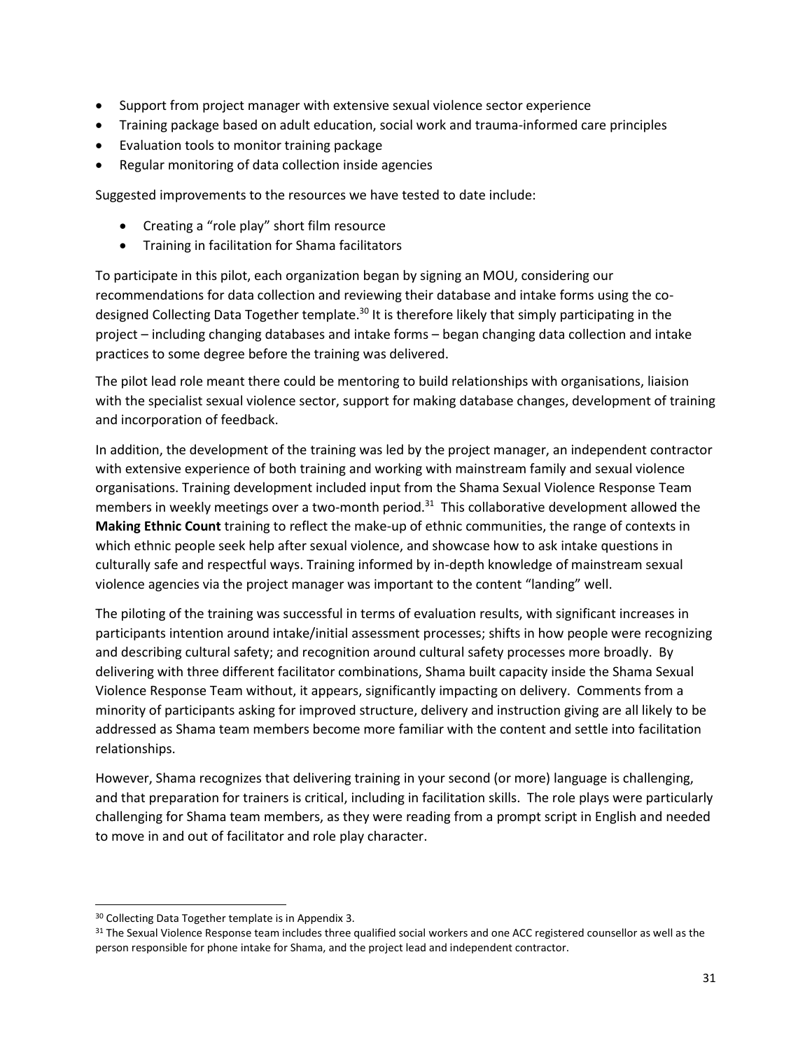- Support from project manager with extensive sexual violence sector experience
- Training package based on adult education, social work and trauma-informed care principles
- Evaluation tools to monitor training package
- Regular monitoring of data collection inside agencies

Suggested improvements to the resources we have tested to date include:

- Creating a "role play" short film resource
- Training in facilitation for Shama facilitators

To participate in this pilot, each organization began by signing an MOU, considering our recommendations for data collection and reviewing their database and intake forms using the co-designed Collecting Data Together template.[30] It is therefore likely that simply participating in the project – including changing databases and intake forms – began changing data collection and intake practices to some degree before the training was delivered.

The pilot lead role meant there could be mentoring to build relationships with organisations, liaision with the specialist sexual violence sector, support for making database changes, development of training and incorporation of feedback.

In addition, the development of the training was led by the project manager, an independent contractor with extensive experience of both training and working with mainstream family and sexual violence organisations. Training development included input from the Shama Sexual Violence Response Team members in weekly meetings over a two-month period.[31] This collaborative development allowed the **Making Ethnic Count** training to reflect the make-up of ethnic communities, the range of contexts in which ethnic people seek help after sexual violence, and showcase how to ask intake questions in culturally safe and respectful ways. Training informed by in-depth knowledge of mainstream sexual violence agencies via the project manager was important to the content "landing" well.

The piloting of the training was successful in terms of evaluation results, with significant increases in participants intention around intake/initial assessment processes; shifts in how people were recognizing and describing cultural safety; and recognition around cultural safety processes more broadly. By delivering with three different facilitator combinations, Shama built capacity inside the Shama Sexual Violence Response Team without, it appears, significantly impacting on delivery. Comments from a minority of participants asking for improved structure, delivery and instruction giving are all likely to be addressed as Shama team members become more familiar with the content and settle into facilitation relationships.

However, Shama recognizes that delivering training in your second (or more) language is challenging, and that preparation for trainers is critical, including in facilitation skills. The role plays were particularly challenging for Shama team members, as they were reading from a prompt script in English and needed to move in and out of facilitator and role play character.

---

[30] Collecting Data Together template is in Appendix 3.

[31] The Sexual Violence Response team includes three qualified social workers and one ACC registered counsellor as well as the person responsible for phone intake for Shama, and the project lead and independent contractor.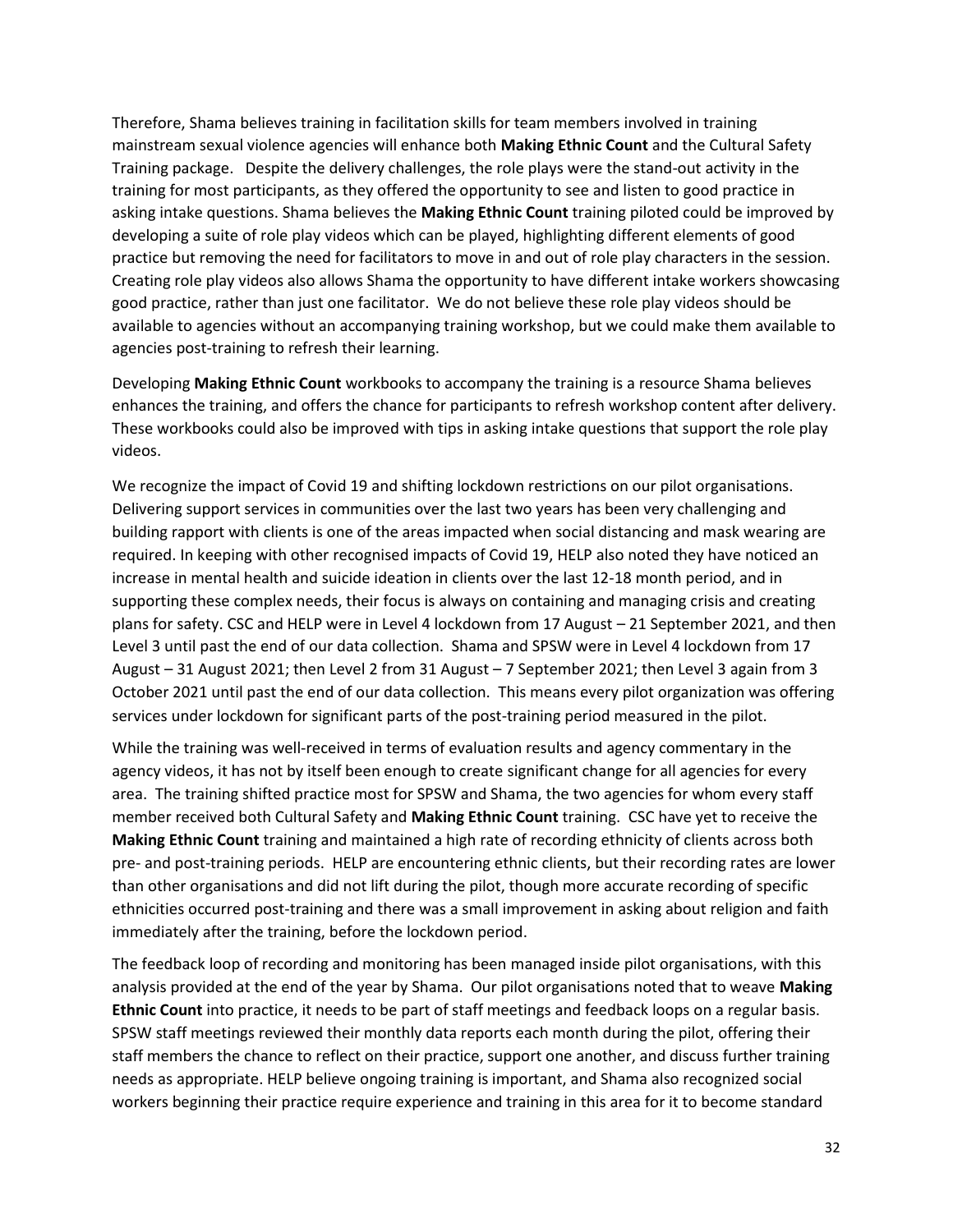Therefore, Shama believes training in facilitation skills for team members involved in training mainstream sexual violence agencies will enhance both **Making Ethnic Count** and the Cultural Safety Training package.  Despite the delivery challenges, the role plays were the stand-out activity in the training for most participants, as they offered the opportunity to see and listen to good practice in asking intake questions. Shama believes the **Making Ethnic Count** training piloted could be improved by developing a suite of role play videos which can be played, highlighting different elements of good practice but removing the need for facilitators to move in and out of role play characters in the session. Creating role play videos also allows Shama the opportunity to have different intake workers showcasing good practice, rather than just one facilitator.  We do not believe these role play videos should be available to agencies without an accompanying training workshop, but we could make them available to agencies post-training to refresh their learning.

Developing **Making Ethnic Count** workbooks to accompany the training is a resource Shama believes enhances the training, and offers the chance for participants to refresh workshop content after delivery. These workbooks could also be improved with tips in asking intake questions that support the role play videos.

We recognize the impact of Covid 19 and shifting lockdown restrictions on our pilot organisations. Delivering support services in communities over the last two years has been very challenging and building rapport with clients is one of the areas impacted when social distancing and mask wearing are required. In keeping with other recognised impacts of Covid 19, HELP also noted they have noticed an increase in mental health and suicide ideation in clients over the last 12-18 month period, and in supporting these complex needs, their focus is always on containing and managing crisis and creating plans for safety. CSC and HELP were in Level 4 lockdown from 17 August – 21 September 2021, and then Level 3 until past the end of our data collection.  Shama and SPSW were in Level 4 lockdown from 17 August – 31 August 2021; then Level 2 from 31 August – 7 September 2021; then Level 3 again from 3 October 2021 until past the end of our data collection.  This means every pilot organization was offering services under lockdown for significant parts of the post-training period measured in the pilot.

While the training was well-received in terms of evaluation results and agency commentary in the agency videos, it has not by itself been enough to create significant change for all agencies for every area.  The training shifted practice most for SPSW and Shama, the two agencies for whom every staff member received both Cultural Safety and **Making Ethnic Count** training.  CSC have yet to receive the **Making Ethnic Count** training and maintained a high rate of recording ethnicity of clients across both pre- and post-training periods.  HELP are encountering ethnic clients, but their recording rates are lower than other organisations and did not lift during the pilot, though more accurate recording of specific ethnicities occurred post-training and there was a small improvement in asking about religion and faith immediately after the training, before the lockdown period.

The feedback loop of recording and monitoring has been managed inside pilot organisations, with this analysis provided at the end of the year by Shama.  Our pilot organisations noted that to weave **Making Ethnic Count** into practice, it needs to be part of staff meetings and feedback loops on a regular basis. SPSW staff meetings reviewed their monthly data reports each month during the pilot, offering their staff members the chance to reflect on their practice, support one another, and discuss further training needs as appropriate. HELP believe ongoing training is important, and Shama also recognized social workers beginning their practice require experience and training in this area for it to become standard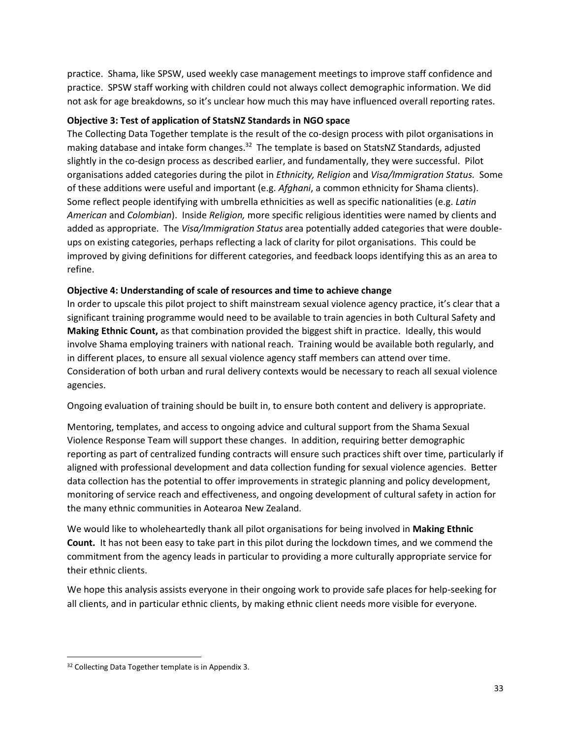practice. Shama, like SPSW, used weekly case management meetings to improve staff confidence and practice. SPSW staff working with children could not always collect demographic information. We did not ask for age breakdowns, so it's unclear how much this may have influenced overall reporting rates.

**Objective 3: Test of application of StatsNZ Standards in NGO space**

The Collecting Data Together template is the result of the co-design process with pilot organisations in making database and intake form changes.[32] The template is based on StatsNZ Standards, adjusted slightly in the co-design process as described earlier, and fundamentally, they were successful. Pilot organisations added categories during the pilot in *Ethnicity, Religion* and *Visa/Immigration Status.* Some of these additions were useful and important (e.g. *Afghani*, a common ethnicity for Shama clients). Some reflect people identifying with umbrella ethnicities as well as specific nationalities (e.g. *Latin American* and *Colombian*). Inside *Religion,* more specific religious identities were named by clients and added as appropriate. The *Visa/Immigration Status* area potentially added categories that were double-ups on existing categories, perhaps reflecting a lack of clarity for pilot organisations. This could be improved by giving definitions for different categories, and feedback loops identifying this as an area to refine.

**Objective 4: Understanding of scale of resources and time to achieve change**

In order to upscale this pilot project to shift mainstream sexual violence agency practice, it's clear that a significant training programme would need to be available to train agencies in both Cultural Safety and **Making Ethnic Count,** as that combination provided the biggest shift in practice. Ideally, this would involve Shama employing trainers with national reach. Training would be available both regularly, and in different places, to ensure all sexual violence agency staff members can attend over time. Consideration of both urban and rural delivery contexts would be necessary to reach all sexual violence agencies.

Ongoing evaluation of training should be built in, to ensure both content and delivery is appropriate.

Mentoring, templates, and access to ongoing advice and cultural support from the Shama Sexual Violence Response Team will support these changes. In addition, requiring better demographic reporting as part of centralized funding contracts will ensure such practices shift over time, particularly if aligned with professional development and data collection funding for sexual violence agencies. Better data collection has the potential to offer improvements in strategic planning and policy development, monitoring of service reach and effectiveness, and ongoing development of cultural safety in action for the many ethnic communities in Aotearoa New Zealand.

We would like to wholeheartedly thank all pilot organisations for being involved in **Making Ethnic Count.** It has not been easy to take part in this pilot during the lockdown times, and we commend the commitment from the agency leads in particular to providing a more culturally appropriate service for their ethnic clients.

We hope this analysis assists everyone in their ongoing work to provide safe places for help-seeking for all clients, and in particular ethnic clients, by making ethnic client needs more visible for everyone.

---

[32] Collecting Data Together template is in Appendix 3.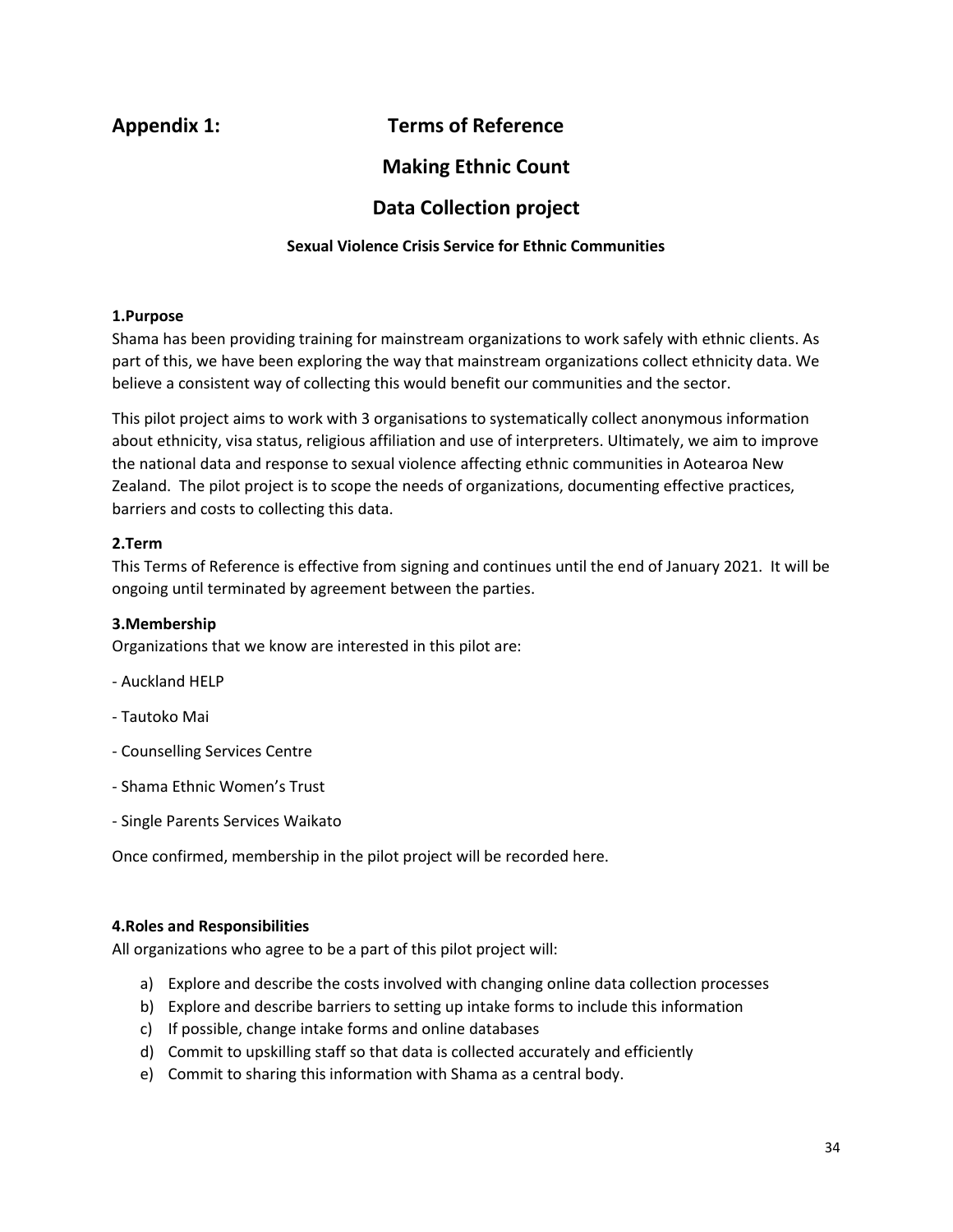## Appendix 1: Terms of Reference

## Making Ethnic Count

## Data Collection project

#### Sexual Violence Crisis Service for Ethnic Communities

**1.Purpose**

Shama has been providing training for mainstream organizations to work safely with ethnic clients. As part of this, we have been exploring the way that mainstream organizations collect ethnicity data. We believe a consistent way of collecting this would benefit our communities and the sector.

This pilot project aims to work with 3 organisations to systematically collect anonymous information about ethnicity, visa status, religious affiliation and use of interpreters. Ultimately, we aim to improve the national data and response to sexual violence affecting ethnic communities in Aotearoa New Zealand. The pilot project is to scope the needs of organizations, documenting effective practices, barriers and costs to collecting this data.

**2.Term**

This Terms of Reference is effective from signing and continues until the end of January 2021. It will be ongoing until terminated by agreement between the parties.

**3.Membership**

Organizations that we know are interested in this pilot are:

- Auckland HELP
- Tautoko Mai
- Counselling Services Centre
- Shama Ethnic Women's Trust
- Single Parents Services Waikato

Once confirmed, membership in the pilot project will be recorded here.

**4.Roles and Responsibilities**

All organizations who agree to be a part of this pilot project will:

a) Explore and describe the costs involved with changing online data collection processes
b) Explore and describe barriers to setting up intake forms to include this information
c) If possible, change intake forms and online databases
d) Commit to upskilling staff so that data is collected accurately and efficiently
e) Commit to sharing this information with Shama as a central body.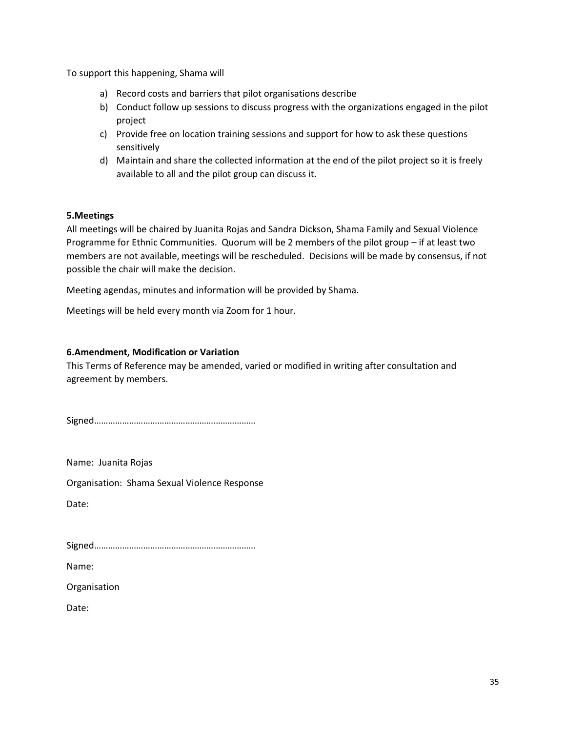To support this happening, Shama will

a) Record costs and barriers that pilot organisations describe
b) Conduct follow up sessions to discuss progress with the organizations engaged in the pilot project
c) Provide free on location training sessions and support for how to ask these questions sensitively
d) Maintain and share the collected information at the end of the pilot project so it is freely available to all and the pilot group can discuss it.

**5.Meetings**

All meetings will be chaired by Juanita Rojas and Sandra Dickson, Shama Family and Sexual Violence Programme for Ethnic Communities. Quorum will be 2 members of the pilot group – if at least two members are not available, meetings will be rescheduled. Decisions will be made by consensus, if not possible the chair will make the decision.

Meeting agendas, minutes and information will be provided by Shama.

Meetings will be held every month via Zoom for 1 hour.

**6.Amendment, Modification or Variation**

This Terms of Reference may be amended, varied or modified in writing after consultation and agreement by members.

Signed…………………………………………………………

Name: Juanita Rojas

Organisation: Shama Sexual Violence Response

Date:

Signed…………………………………………………………

Name:

Organisation

Date: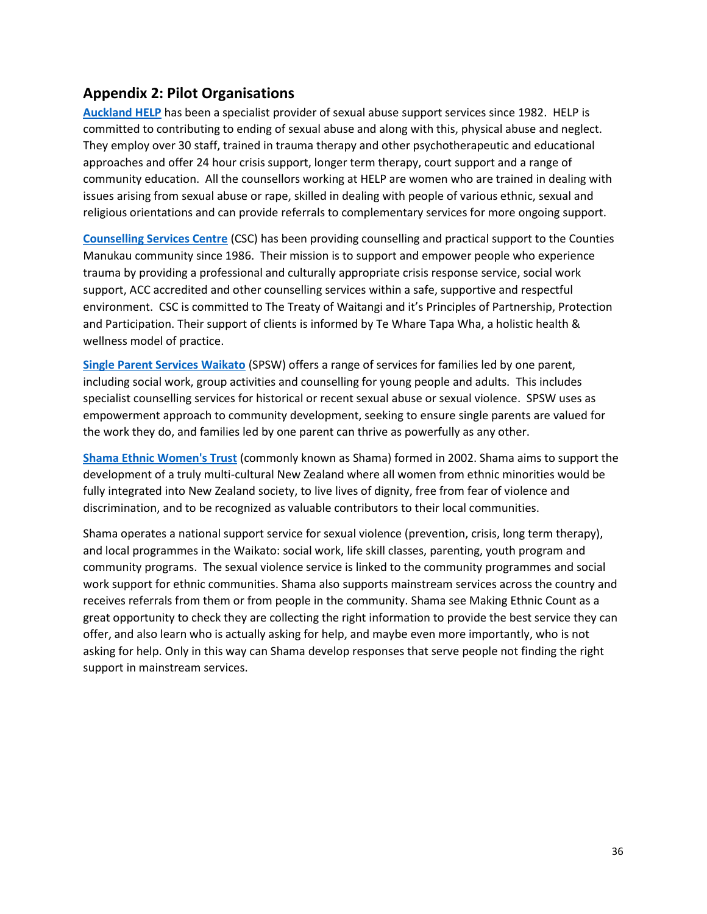## Appendix 2: Pilot Organisations

**Auckland HELP** has been a specialist provider of sexual abuse support services since 1982. HELP is committed to contributing to ending of sexual abuse and along with this, physical abuse and neglect. They employ over 30 staff, trained in trauma therapy and other psychotherapeutic and educational approaches and offer 24 hour crisis support, longer term therapy, court support and a range of community education. All the counsellors working at HELP are women who are trained in dealing with issues arising from sexual abuse or rape, skilled in dealing with people of various ethnic, sexual and religious orientations and can provide referrals to complementary services for more ongoing support.

**Counselling Services Centre** (CSC) has been providing counselling and practical support to the Counties Manukau community since 1986. Their mission is to support and empower people who experience trauma by providing a professional and culturally appropriate crisis response service, social work support, ACC accredited and other counselling services within a safe, supportive and respectful environment. CSC is committed to The Treaty of Waitangi and it's Principles of Partnership, Protection and Participation. Their support of clients is informed by Te Whare Tapa Wha, a holistic health & wellness model of practice.

**Single Parent Services Waikato** (SPSW) offers a range of services for families led by one parent, including social work, group activities and counselling for young people and adults. This includes specialist counselling services for historical or recent sexual abuse or sexual violence. SPSW uses as empowerment approach to community development, seeking to ensure single parents are valued for the work they do, and families led by one parent can thrive as powerfully as any other.

**Shama Ethnic Women's Trust** (commonly known as Shama) formed in 2002. Shama aims to support the development of a truly multi-cultural New Zealand where all women from ethnic minorities would be fully integrated into New Zealand society, to live lives of dignity, free from fear of violence and discrimination, and to be recognized as valuable contributors to their local communities.

Shama operates a national support service for sexual violence (prevention, crisis, long term therapy), and local programmes in the Waikato: social work, life skill classes, parenting, youth program and community programs. The sexual violence service is linked to the community programmes and social work support for ethnic communities. Shama also supports mainstream services across the country and receives referrals from them or from people in the community. Shama see Making Ethnic Count as a great opportunity to check they are collecting the right information to provide the best service they can offer, and also learn who is actually asking for help, and maybe even more importantly, who is not asking for help. Only in this way can Shama develop responses that serve people not finding the right support in mainstream services.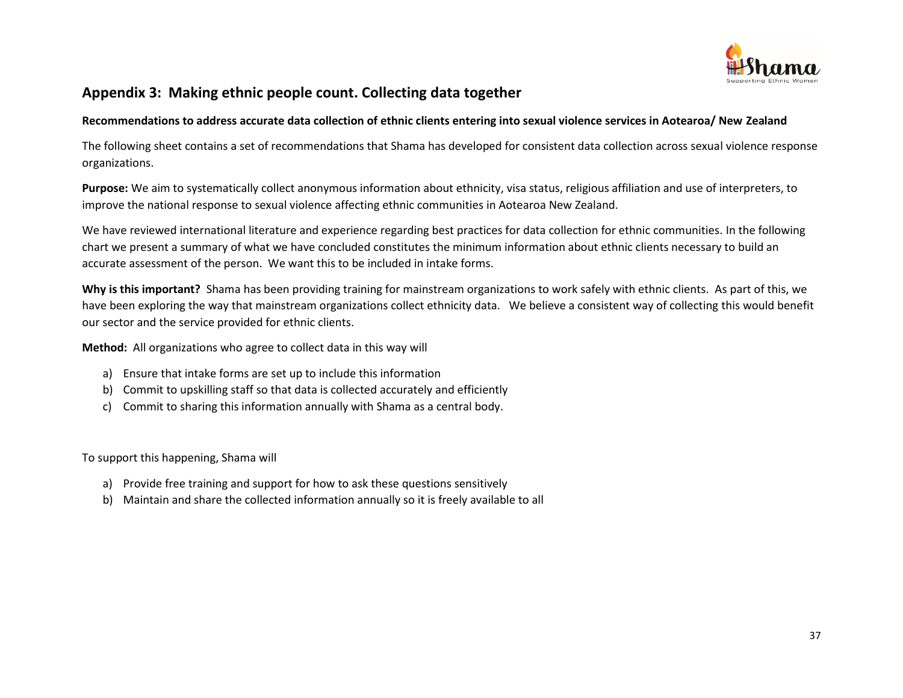## Appendix 3: Making ethnic people count. Collecting data together

**Recommendations to address accurate data collection of ethnic clients entering into sexual violence services in Aotearoa/ New Zealand**

The following sheet contains a set of recommendations that Shama has developed for consistent data collection across sexual violence response organizations.

**Purpose:** We aim to systematically collect anonymous information about ethnicity, visa status, religious affiliation and use of interpreters, to improve the national response to sexual violence affecting ethnic communities in Aotearoa New Zealand.

We have reviewed international literature and experience regarding best practices for data collection for ethnic communities. In the following chart we present a summary of what we have concluded constitutes the minimum information about ethnic clients necessary to build an accurate assessment of the person. We want this to be included in intake forms.

**Why is this important?** Shama has been providing training for mainstream organizations to work safely with ethnic clients. As part of this, we have been exploring the way that mainstream organizations collect ethnicity data. We believe a consistent way of collecting this would benefit our sector and the service provided for ethnic clients.

**Method:** All organizations who agree to collect data in this way will

a) Ensure that intake forms are set up to include this information
b) Commit to upskilling staff so that data is collected accurately and efficiently
c) Commit to sharing this information annually with Shama as a central body.

To support this happening, Shama will

a) Provide free training and support for how to ask these questions sensitively
b) Maintain and share the collected information annually so it is freely available to all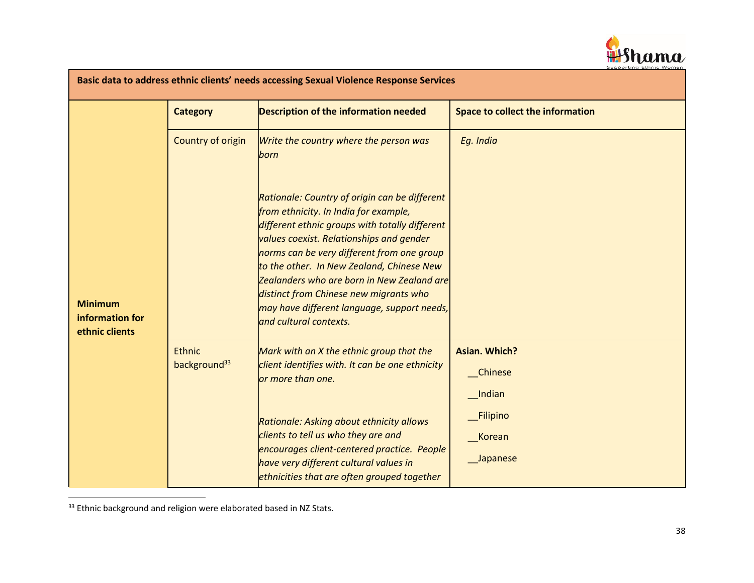| Basic data to address ethnic clients' needs accessing Sexual Violence Response Services | | | |
|---|---|---|---|
| | **Category** | **Description of the information needed** | **Space to collect the information** |
| **Minimum information for ethnic clients** | Country of origin | *Write the country where the person was born*<br><br>*Rationale: Country of origin can be different from ethnicity. In India for example, different ethnic groups with totally different values coexist. Relationships and gender norms can be very different from one group to the other. In New Zealand, Chinese New Zealanders who are born in New Zealand are distinct from Chinese new migrants who may have different language, support needs, and cultural contexts.* | *Eg. India* |
| | Ethnic background[33] | *Mark with an X the ethnic group that the client identifies with. It can be one ethnicity or more than one.*<br><br>*Rationale: Asking about ethnicity allows clients to tell us who they are and encourages client-centered practice. People have very different cultural values in ethnicities that are often grouped together* | **Asian. Which?**<br>__Chinese<br>__Indian<br>__Filipino<br>__Korean<br>__Japanese |

[33] Ethnic background and religion were elaborated based in NZ Stats.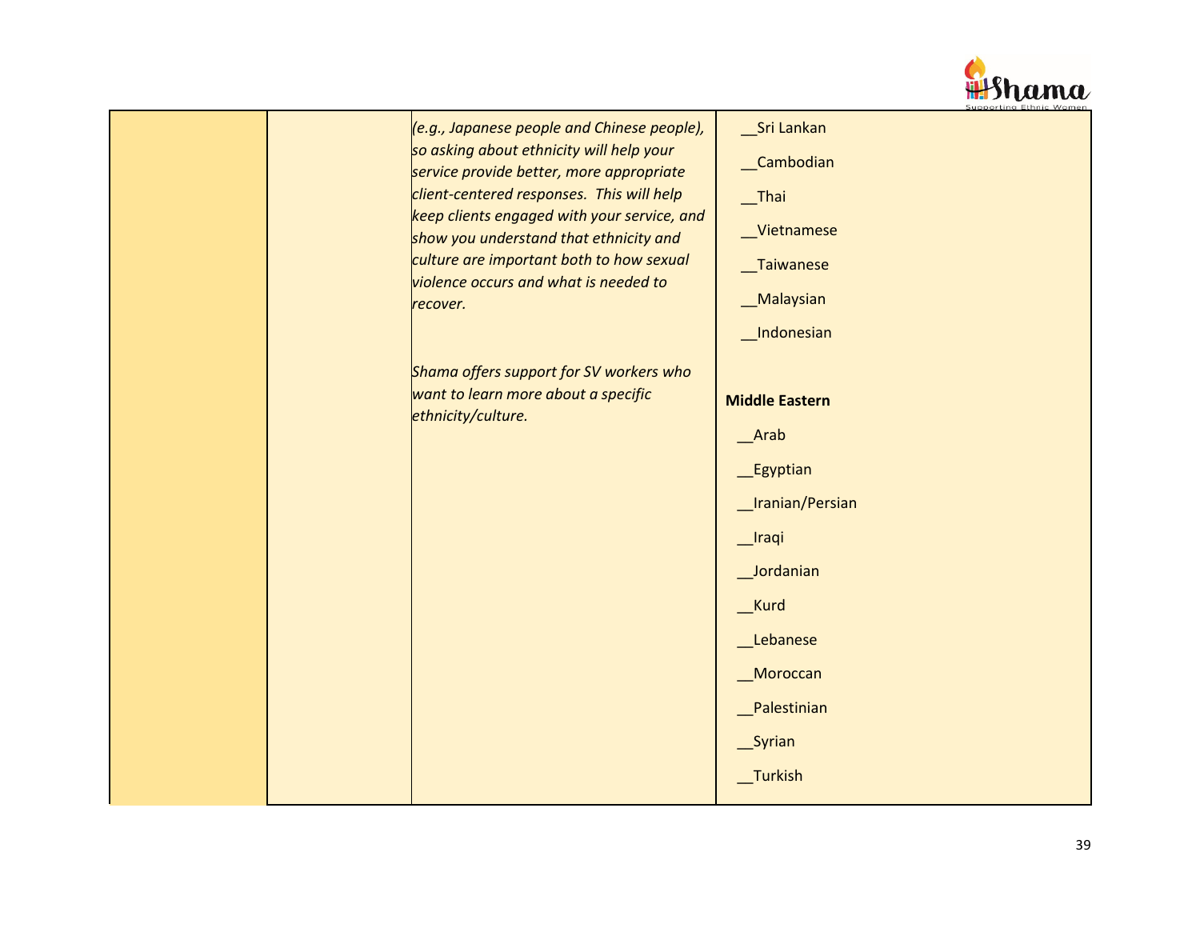| | | | |
|---|---|---|---|
| | | *(e.g., Japanese people and Chinese people), so asking about ethnicity will help your service provide better, more appropriate client-centered responses. This will help keep clients engaged with your service, and show you understand that ethnicity and culture are important both to how sexual violence occurs and what is needed to recover.*<br><br>*Shama offers support for SV workers who want to learn more about a specific ethnicity/culture.* | __Sri Lankan<br>__Cambodian<br>__Thai<br>__Vietnamese<br>__Taiwanese<br>__Malaysian<br>__Indonesian<br><br>**Middle Eastern**<br>__Arab<br>__Egyptian<br>__Iranian/Persian<br>__Iraqi<br>__Jordanian<br>__Kurd<br>__Lebanese<br>__Moroccan<br>__Palestinian<br>__Syrian<br>__Turkish |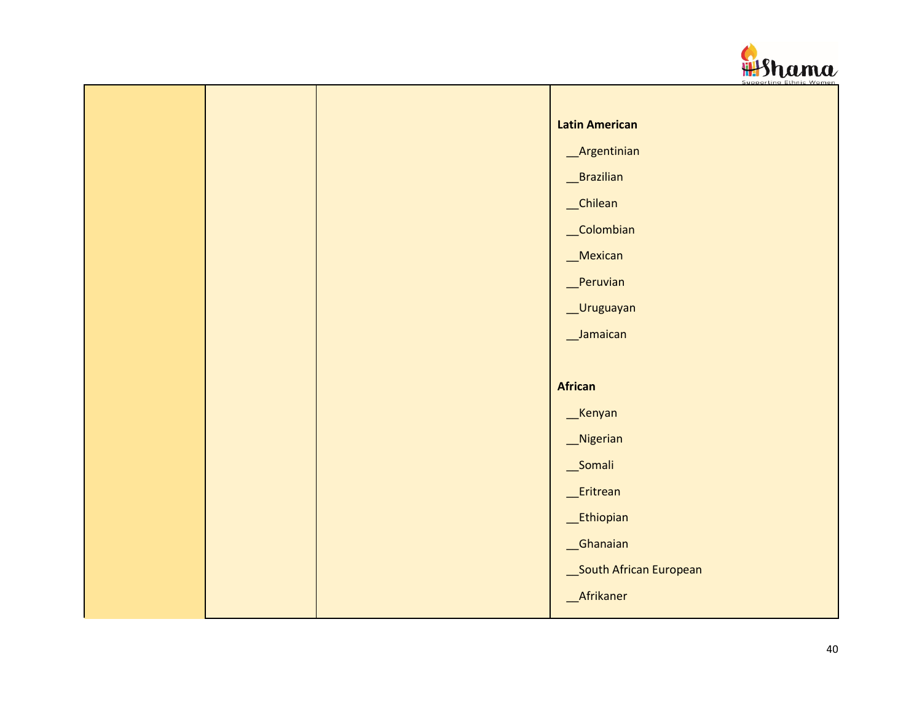| | | | |
|---|---|---|---|
| | | | **Latin American**<br><br>__Argentinian<br><br>__Brazilian<br><br>__Chilean<br><br>__Colombian<br><br>__Mexican<br><br>__Peruvian<br><br>__Uruguayan<br><br>__Jamaican<br><br>**African**<br><br>__Kenyan<br><br>__Nigerian<br><br>__Somali<br><br>__Eritrean<br><br>__Ethiopian<br><br>__Ghanaian<br><br>__South African European<br><br>__Afrikaner |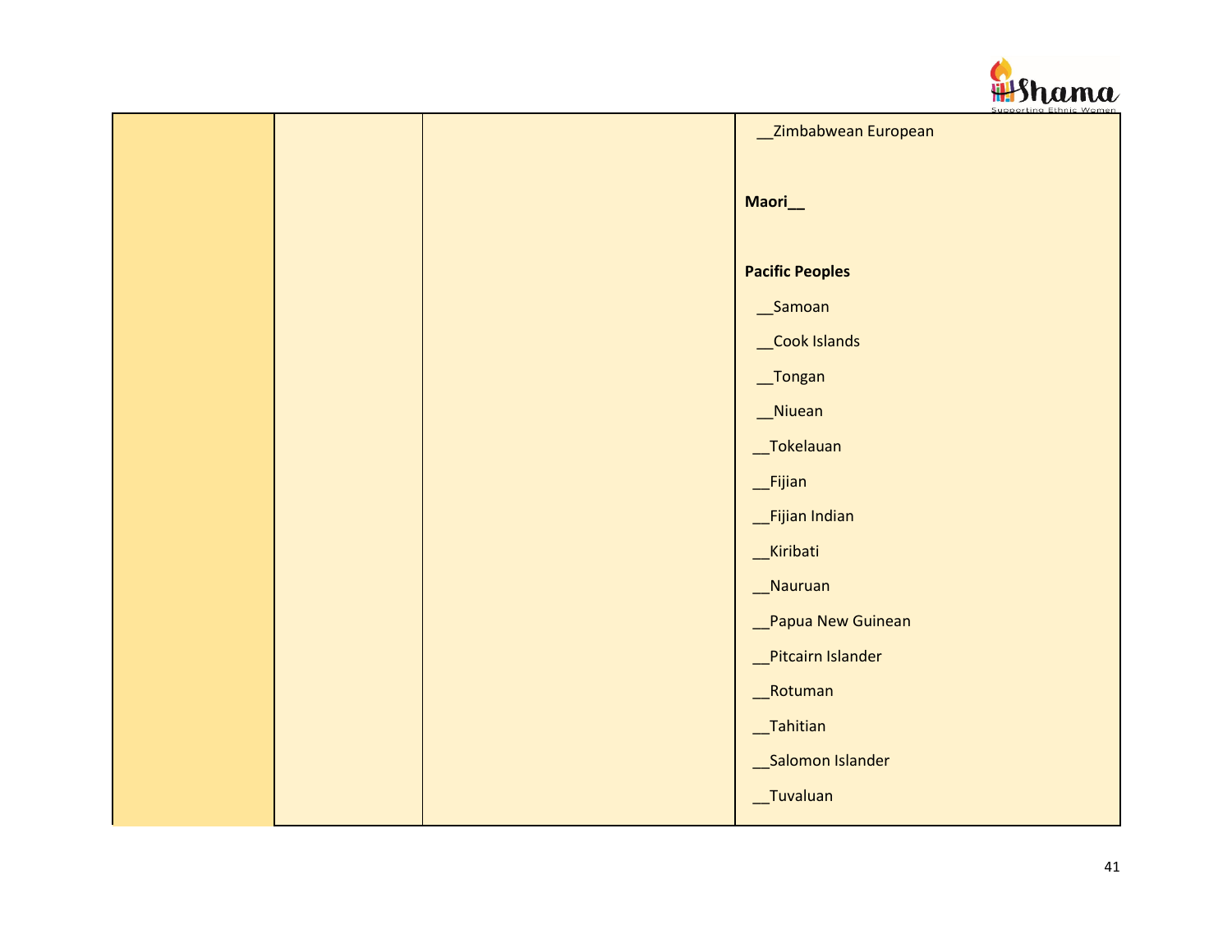| | | | |
|---|---|---|---|
| | | | __Zimbabwean European<br><br>**Maori__**<br><br>**Pacific Peoples**<br>__Samoan<br>__Cook Islands<br>__Tongan<br>__Niuean<br>__Tokelauan<br>__Fijian<br>__Fijian Indian<br>__Kiribati<br>__Nauruan<br>__Papua New Guinean<br>__Pitcairn Islander<br>__Rotuman<br>__Tahitian<br>__Salomon Islander<br>__Tuvaluan |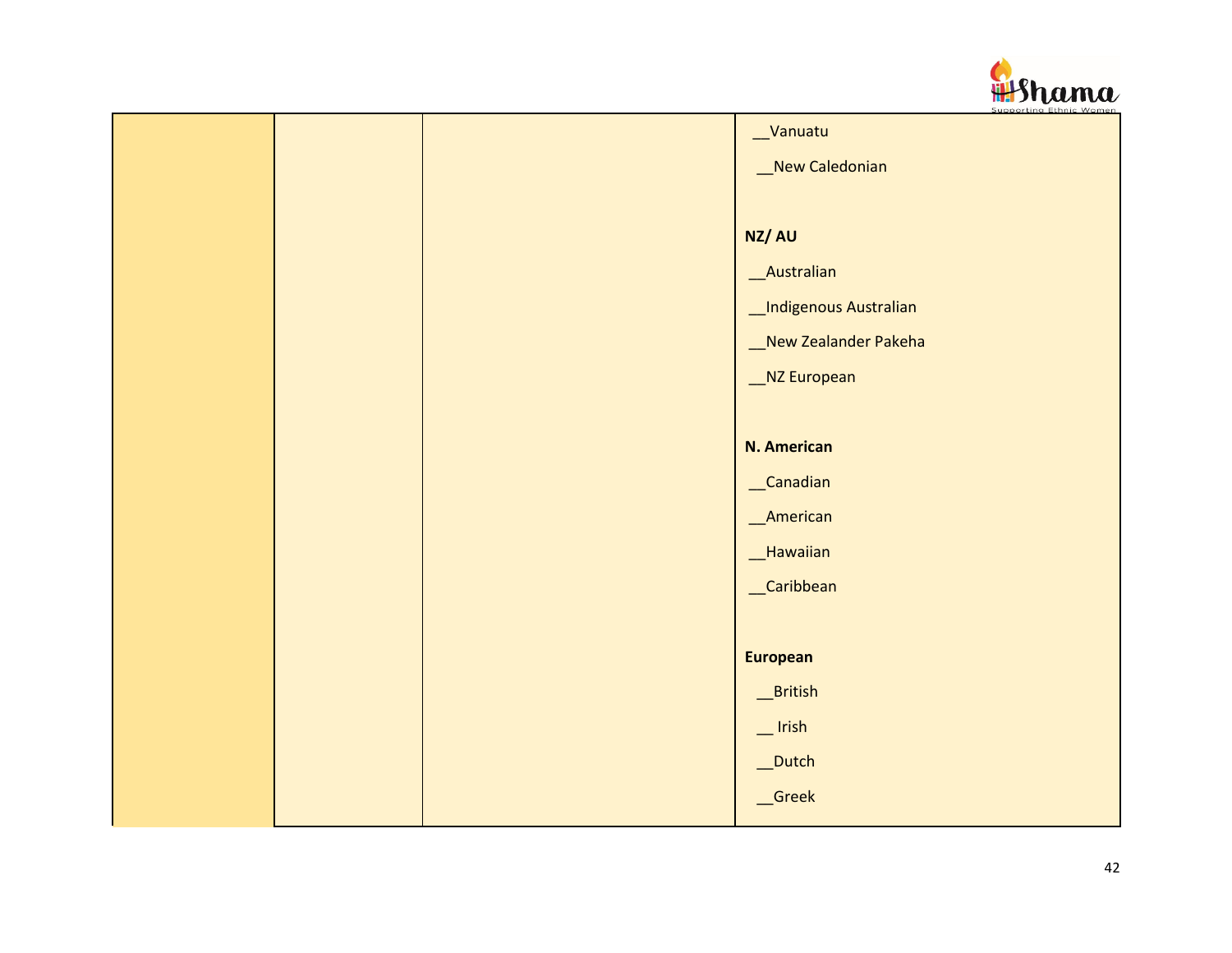| | | | |
|---|---|---|---|
| | | | __Vanuatu<br>__New Caledonian<br><br>**NZ/ AU**<br>__Australian<br>__Indigenous Australian<br>__New Zealander Pakeha<br>__NZ European<br><br>**N. American**<br>__Canadian<br>__American<br>__Hawaiian<br>__Caribbean<br><br>**European**<br>__British<br>__ Irish<br>__Dutch<br>__Greek |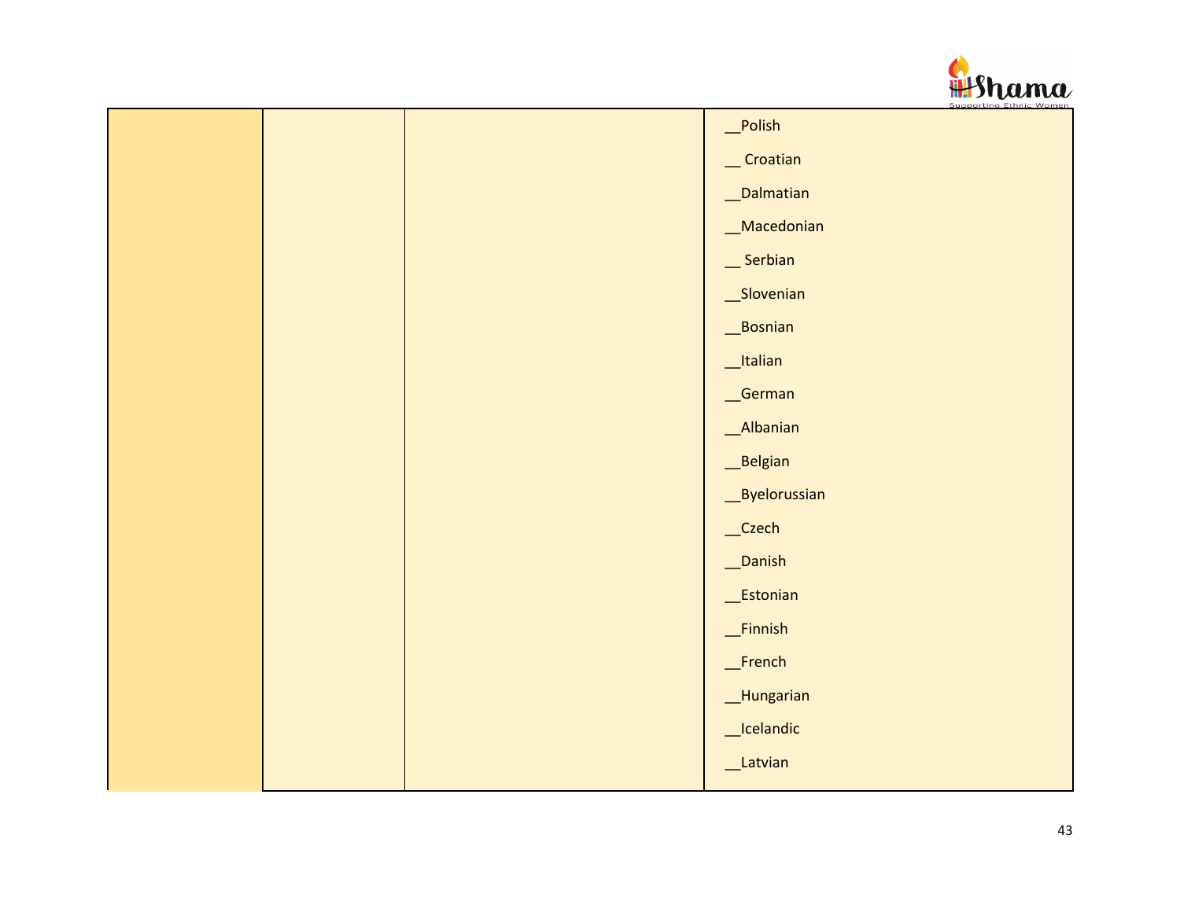| | | | |
|---|---|---|---|
| | | | __Polish<br>__ Croatian<br>__Dalmatian<br>__Macedonian<br>__ Serbian<br>__Slovenian<br>__Bosnian<br>__Italian<br>__German<br>__Albanian<br>__Belgian<br>__Byelorussian<br>__Czech<br>__Danish<br>__Estonian<br>__Finnish<br>__French<br>__Hungarian<br>__Icelandic<br>__Latvian |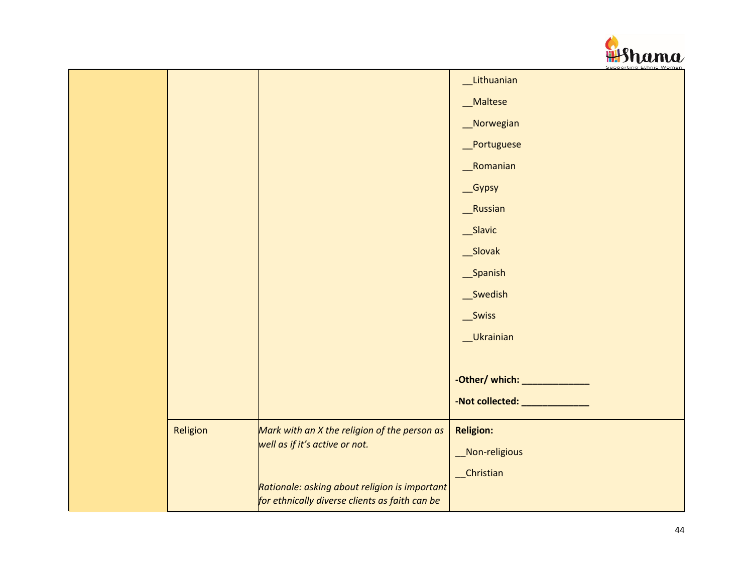| | | | |
|---|---|---|---|
| | | | __Lithuanian<br>__Maltese<br>__Norwegian<br>__Portuguese<br>__Romanian<br>__Gypsy<br>__Russian<br>__Slavic<br>__Slovak<br>__Spanish<br>__Swedish<br>__Swiss<br>__Ukrainian<br><br>**-Other/ which: _____________**<br>**-Not collected: _____________** |
| | Religion | *Mark with an X the religion of the person as well as if it's active or not.*<br><br>*Rationale: asking about religion is important for ethnically diverse clients as faith can be* | **Religion:**<br>__Non-religious<br>__Christian |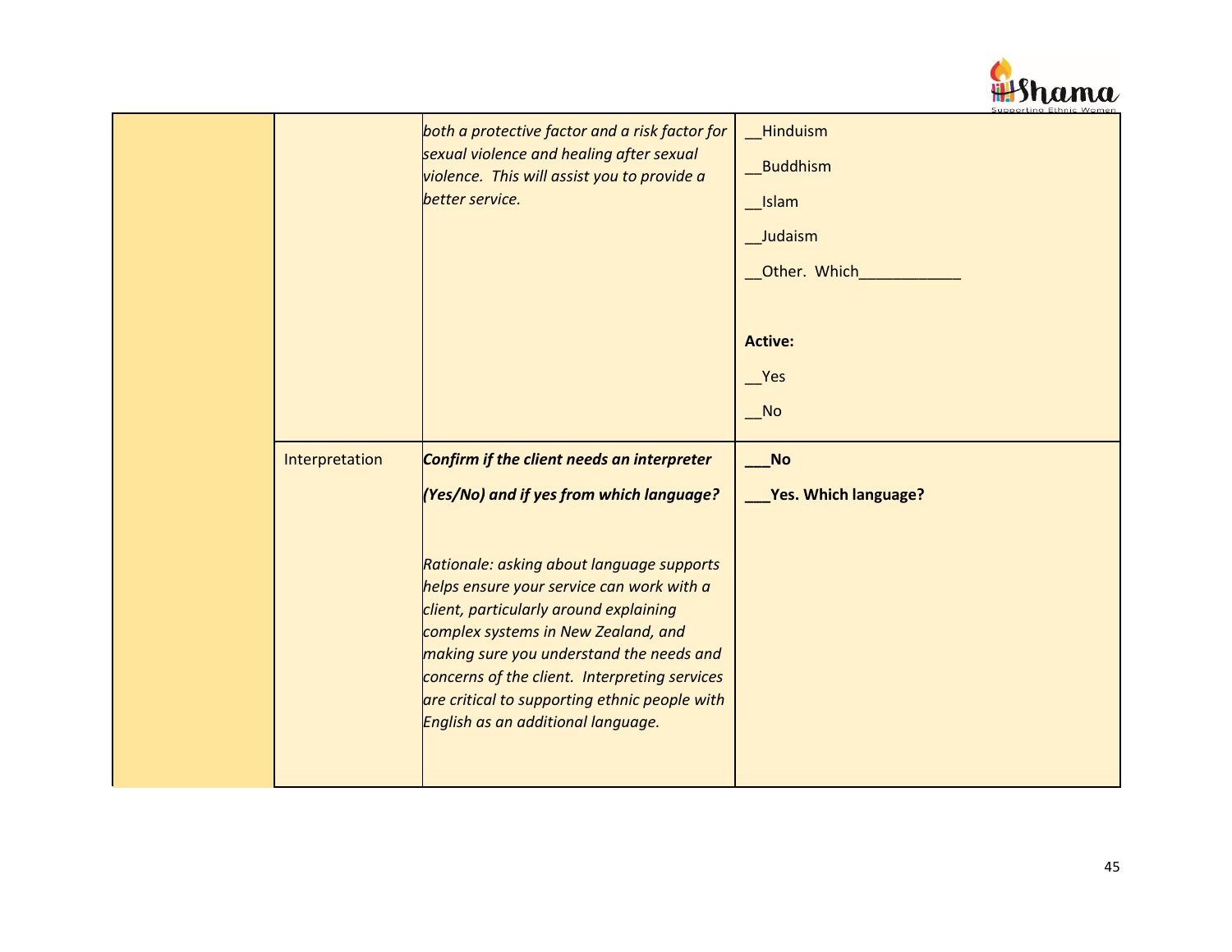| | | | |
|---|---|---|---|
| | | *both a protective factor and a risk factor for sexual violence and healing after sexual violence. This will assist you to provide a better service.* | __Hinduism<br><br>__Buddhism<br><br>__Islam<br><br>__Judaism<br><br>__Other. Which____________<br><br>**Active:**<br><br>__Yes<br><br>__No |
| | Interpretation | ***Confirm if the client needs an interpreter (Yes/No) and if yes from which language?***<br><br>*Rationale: asking about language supports helps ensure your service can work with a client, particularly around explaining complex systems in New Zealand, and making sure you understand the needs and concerns of the client. Interpreting services are critical to supporting ethnic people with English as an additional language.* | **___No**<br><br>**___Yes. Which language?** |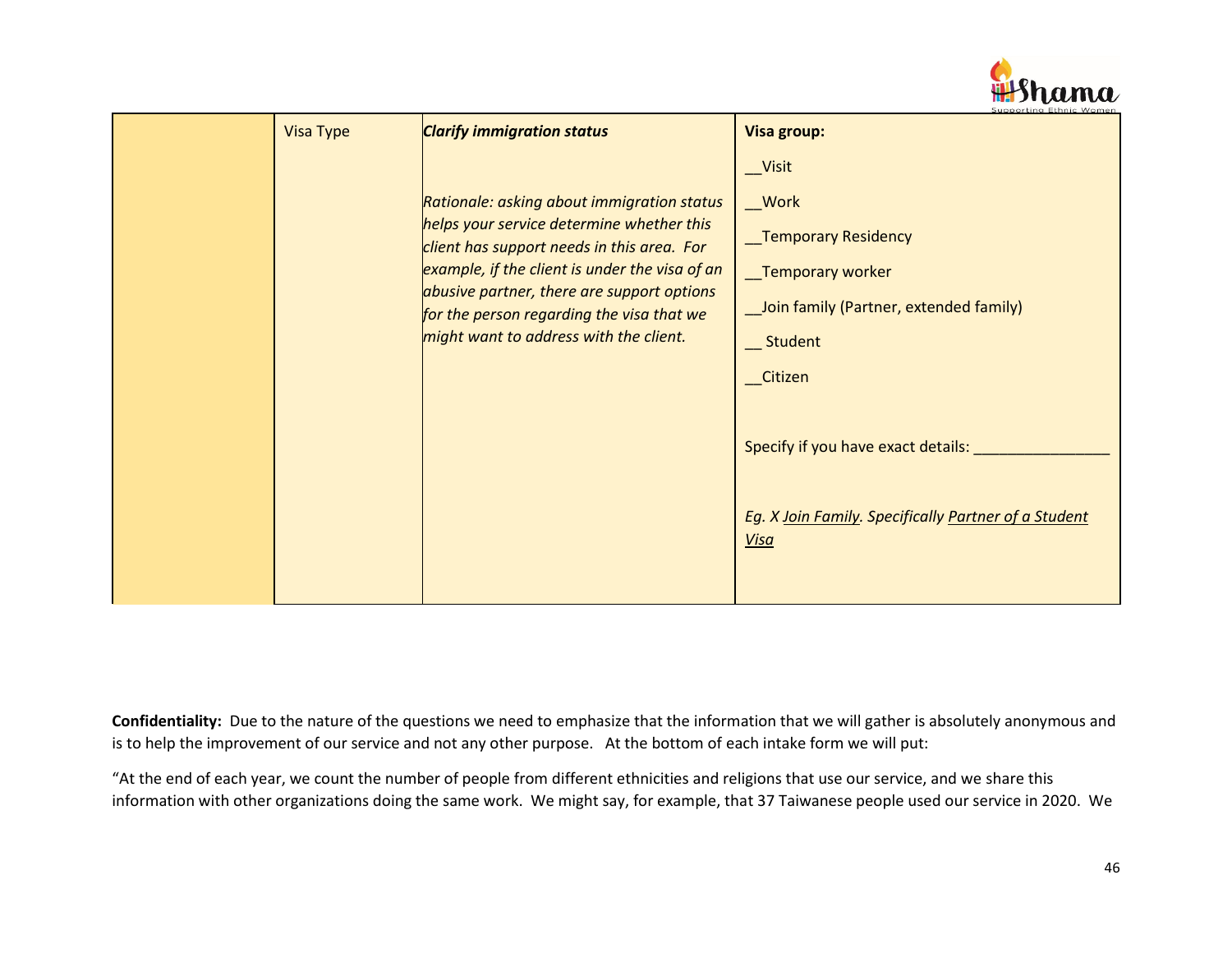|  | Visa Type | ***Clarify immigration status***<br><br>*Rationale: asking about immigration status helps your service determine whether this client has support needs in this area. For example, if the client is under the visa of an abusive partner, there are support options for the person regarding the visa that we might want to address with the client.* | **Visa group:**<br><br>__Visit<br><br>__Work<br><br>__Temporary Residency<br><br>__Temporary worker<br><br>__Join family (Partner, extended family)<br><br>__ Student<br><br>__Citizen<br><br>Specify if you have exact details: _______________<br><br>*Eg. X <u>Join Family</u>. Specifically <u>Partner of a Student Visa</u>* |
|---|---|---|---|

**Confidentiality:** Due to the nature of the questions we need to emphasize that the information that we will gather is absolutely anonymous and is to help the improvement of our service and not any other purpose. At the bottom of each intake form we will put:

"At the end of each year, we count the number of people from different ethnicities and religions that use our service, and we share this information with other organizations doing the same work. We might say, for example, that 37 Taiwanese people used our service in 2020. We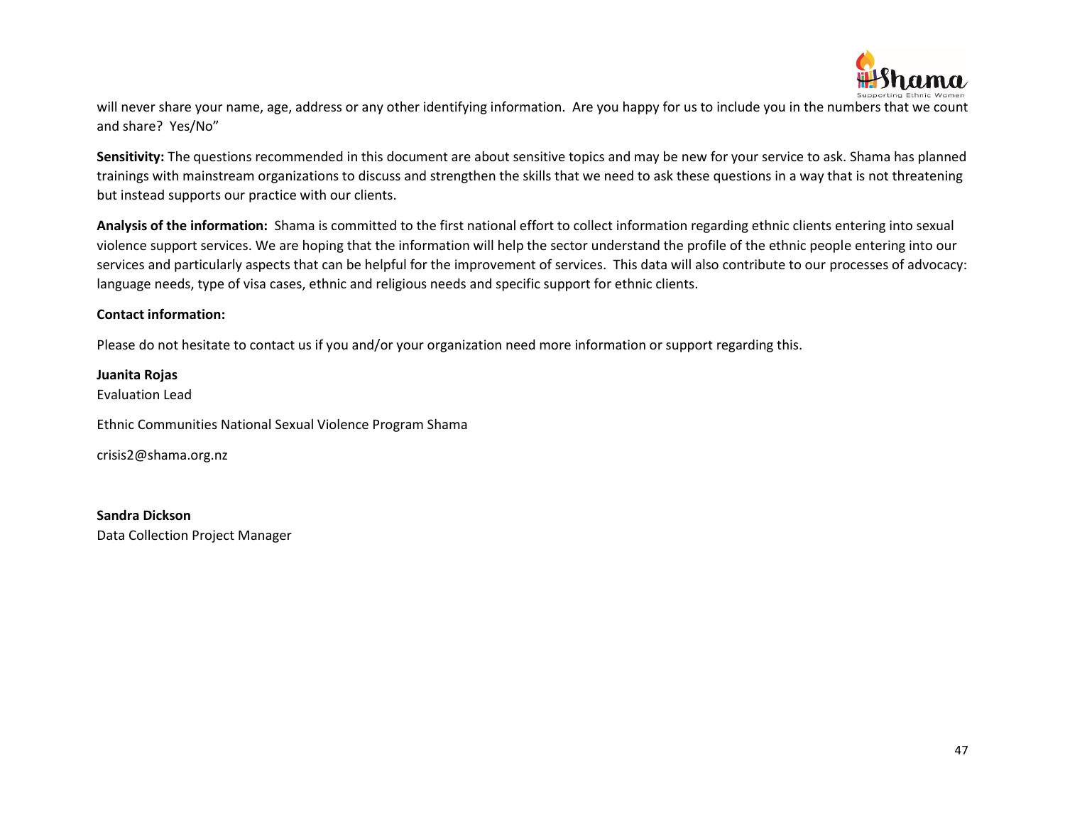will never share your name, age, address or any other identifying information.  Are you happy for us to include you in the numbers that we count and share?  Yes/No"

**Sensitivity:** The questions recommended in this document are about sensitive topics and may be new for your service to ask. Shama has planned trainings with mainstream organizations to discuss and strengthen the skills that we need to ask these questions in a way that is not threatening but instead supports our practice with our clients.

**Analysis of the information:** Shama is committed to the first national effort to collect information regarding ethnic clients entering into sexual violence support services. We are hoping that the information will help the sector understand the profile of the ethnic people entering into our services and particularly aspects that can be helpful for the improvement of services.  This data will also contribute to our processes of advocacy: language needs, type of visa cases, ethnic and religious needs and specific support for ethnic clients.

**Contact information:**

Please do not hesitate to contact us if you and/or your organization need more information or support regarding this.

**Juanita Rojas**
Evaluation Lead

Ethnic Communities National Sexual Violence Program Shama

crisis2@shama.org.nz

**Sandra Dickson**
Data Collection Project Manager